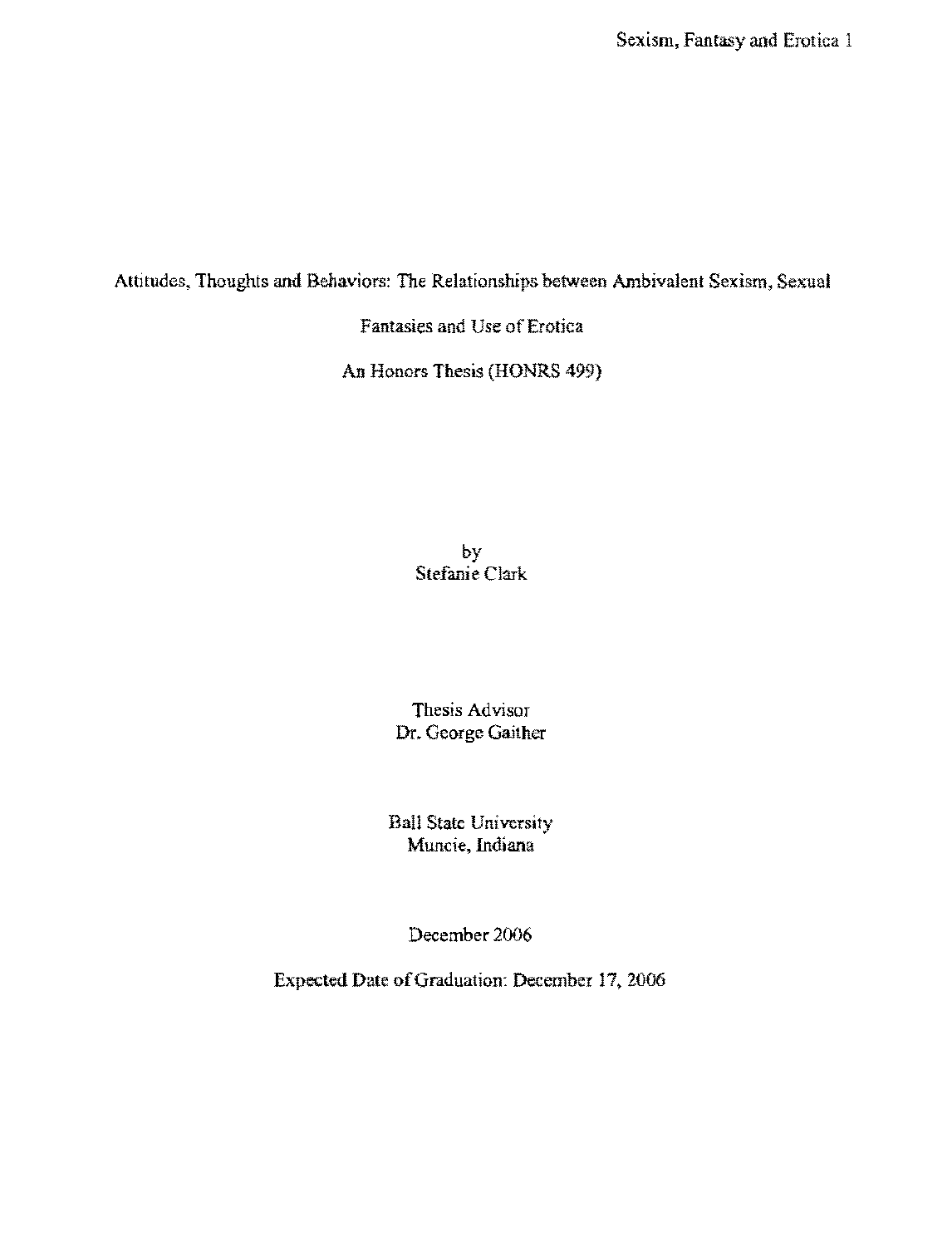# Attitudes, Thoughts and Behaviors: The Relationships between Ambivalent Sexism, Sexual Fantasies and Use of Erotica

An Honors Thesis (HONRS 499)

by
Stefanie Clark

Thesis Advisor
Dr. George Gaither

Ball State University
Muncie, Indiana

December 2006

Expected Date of Graduation: December 17, 2006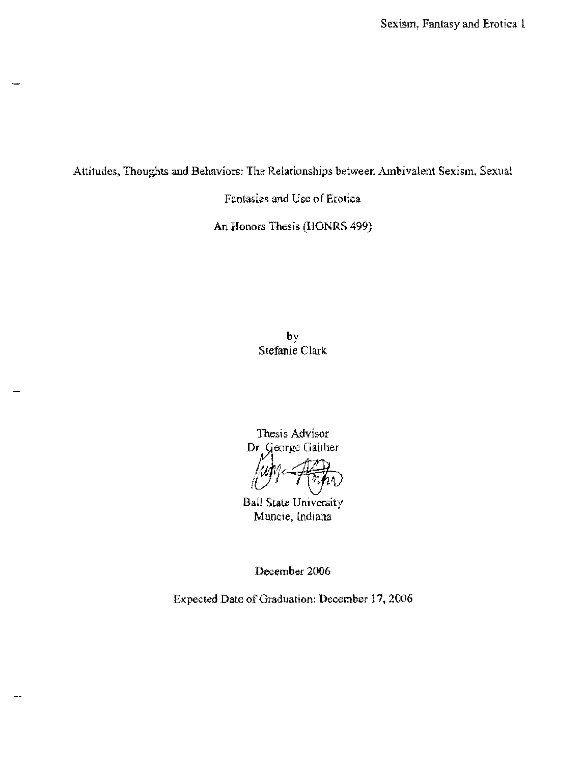Attitudes, Thoughts and Behaviors: The Relationships between Ambivalent Sexism, Sexual Fantasies and Use of Erotica

An Honors Thesis (HONRS 499)

by

Stefanie Clark

Thesis Advisor

Dr. George Gaither

Ball State University

Muncie, Indiana

December 2006

Expected Date of Graduation: December 17, 2006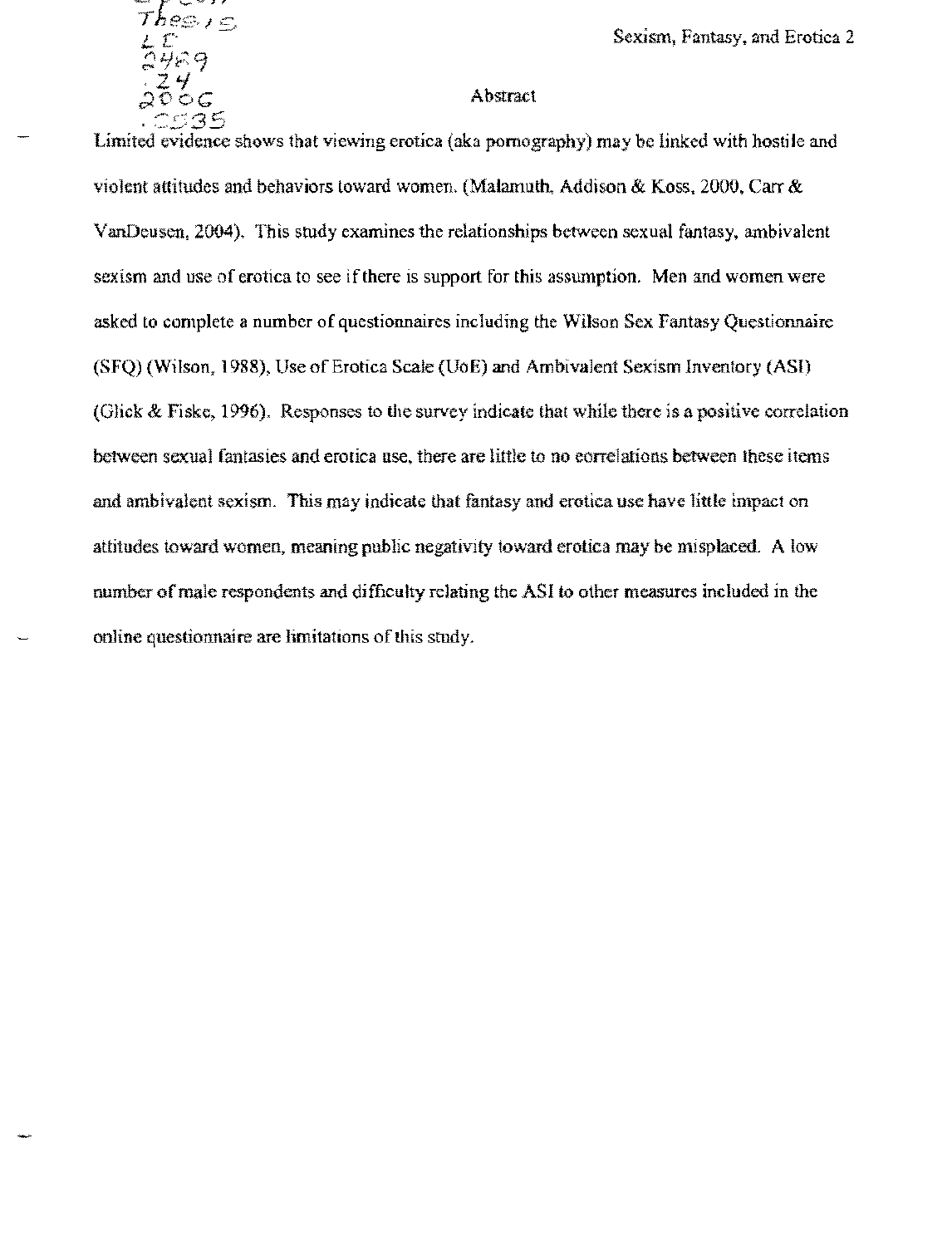## Abstract

Limited evidence shows that viewing erotica (aka pornography) may be linked with hostile and violent attitudes and behaviors toward women. (Malamuth, Addison & Koss, 2000, Carr & VanDeusen, 2004). This study examines the relationships between sexual fantasy, ambivalent sexism and use of erotica to see if there is support for this assumption. Men and women were asked to complete a number of questionnaires including the Wilson Sex Fantasy Questionnaire (SFQ) (Wilson, 1988), Use of Erotica Scale (UoE) and Ambivalent Sexism Inventory (ASI) (Glick & Fiske, 1996). Responses to the survey indicate that while there is a positive correlation between sexual fantasies and erotica use, there are little to no correlations between these items and ambivalent sexism. This may indicate that fantasy and erotica use have little impact on attitudes toward women, meaning public negativity toward erotica may be misplaced. A low number of male respondents and difficulty relating the ASI to other measures included in the online questionnaire are limitations of this study.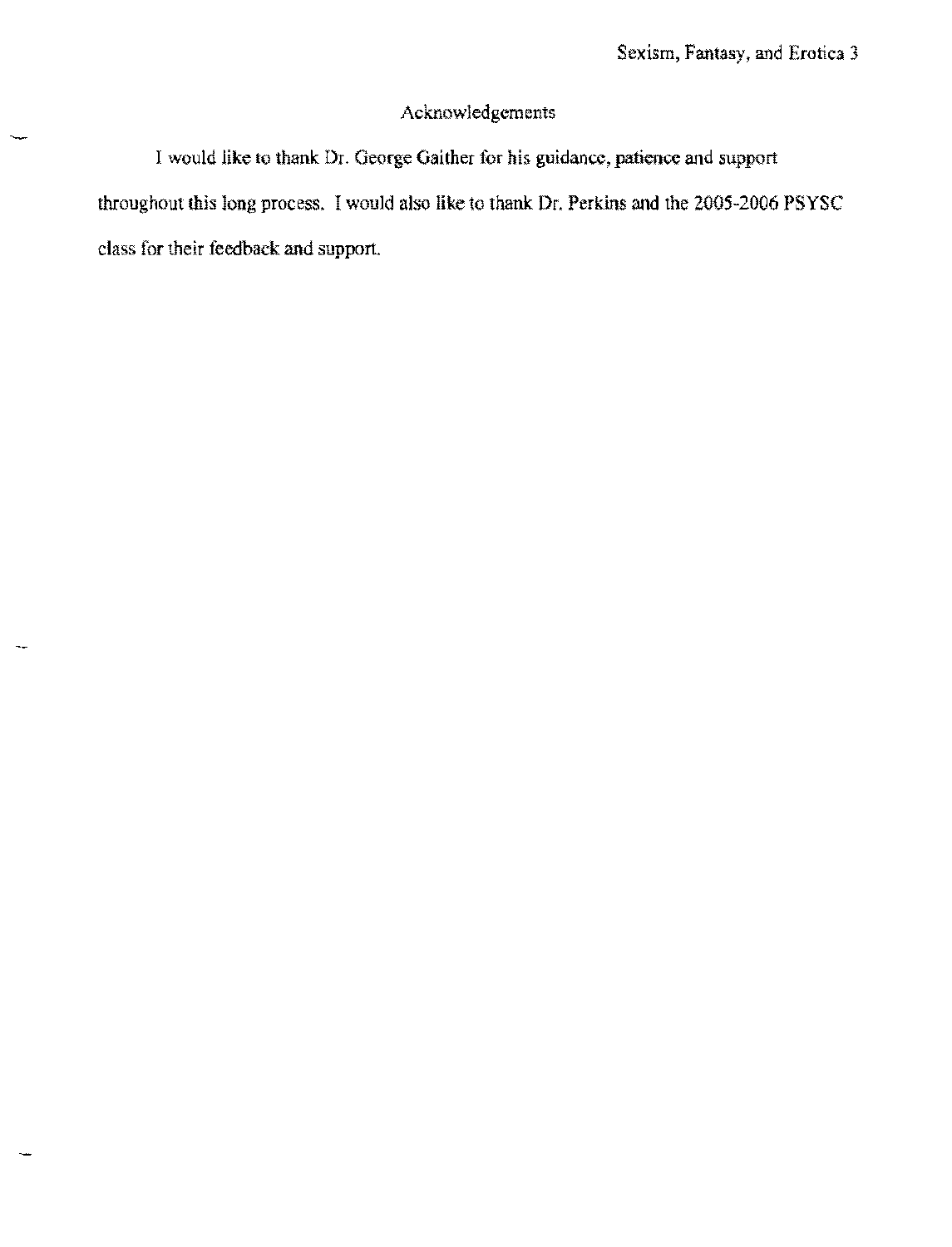# Acknowledgements

I would like to thank Dr. George Gaither for his guidance, patience and support throughout this long process. I would also like to thank Dr. Perkins and the 2005-2006 PSYSC class for their feedback and support.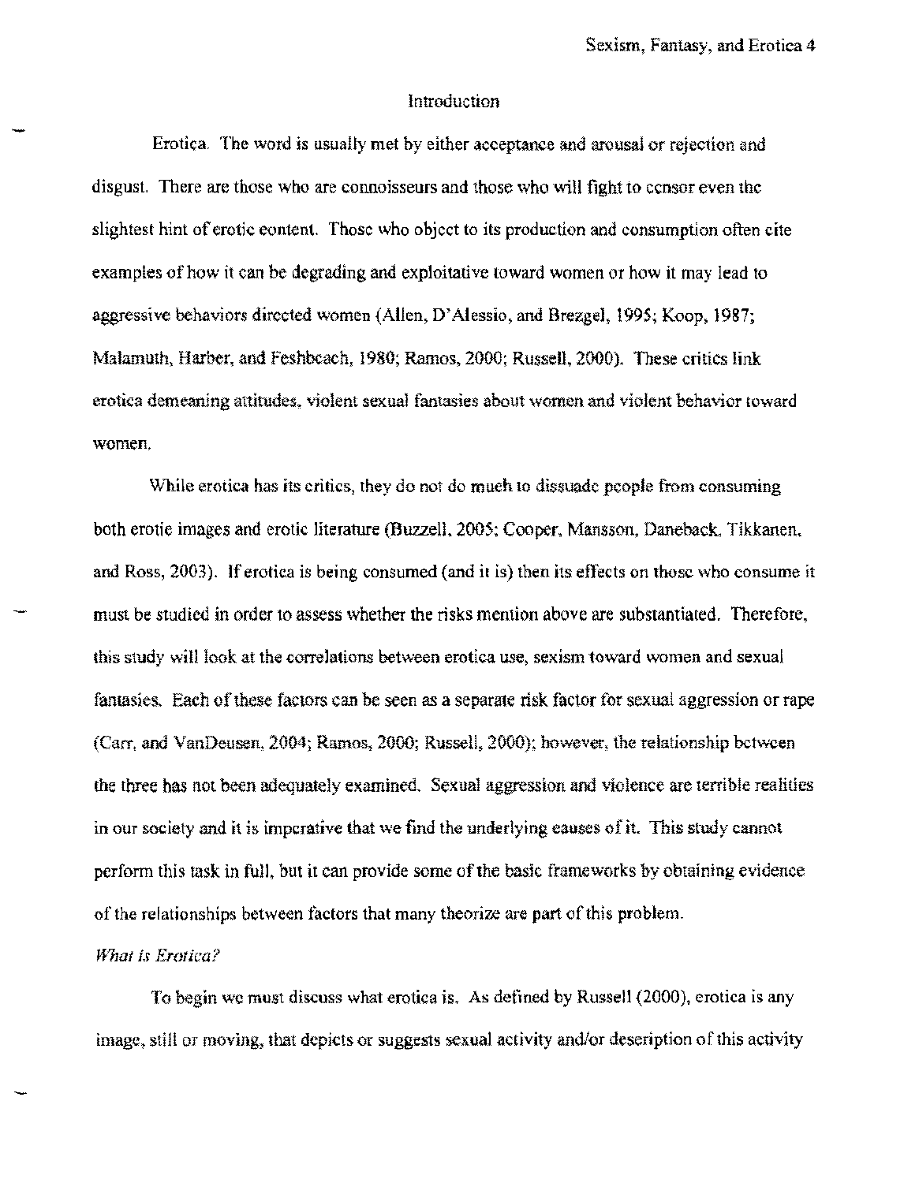## Introduction

Erotica. The word is usually met by either acceptance and arousal or rejection and disgust. There are those who are connoisseurs and those who will fight to censor even the slightest hint of erotic content. Those who object to its production and consumption often cite examples of how it can be degrading and exploitative toward women or how it may lead to aggressive behaviors directed women (Allen, D'Alessio, and Brezgel, 1995; Koop, 1987; Malamuth, Harber, and Feshbeach, 1980; Ramos, 2000; Russell, 2000). These critics link erotica demeaning attitudes, violent sexual fantasies about women and violent behavior toward women.

While erotica has its critics, they do not do much to dissuade people from consuming both erotic images and erotic literature (Buzzell, 2005; Cooper, Mansson, Daneback, Tikkanen, and Ross, 2003). If erotica is being consumed (and it is) then its effects on those who consume it must be studied in order to assess whether the risks mention above are substantiated. Therefore, this study will look at the correlations between erotica use, sexism toward women and sexual fantasies. Each of these factors can be seen as a separate risk factor for sexual aggression or rape (Carr, and VanDeusen, 2004; Ramos, 2000; Russell, 2000); however, the relationship between the three has not been adequately examined. Sexual aggression and violence are terrible realities in our society and it is imperative that we find the underlying causes of it. This study cannot perform this task in full, but it can provide some of the basic frameworks by obtaining evidence of the relationships between factors that many theorize are part of this problem.

### *What is Erotica?*

To begin we must discuss what erotica is. As defined by Russell (2000), erotica is any image, still or moving, that depicts or suggests sexual activity and/or description of this activity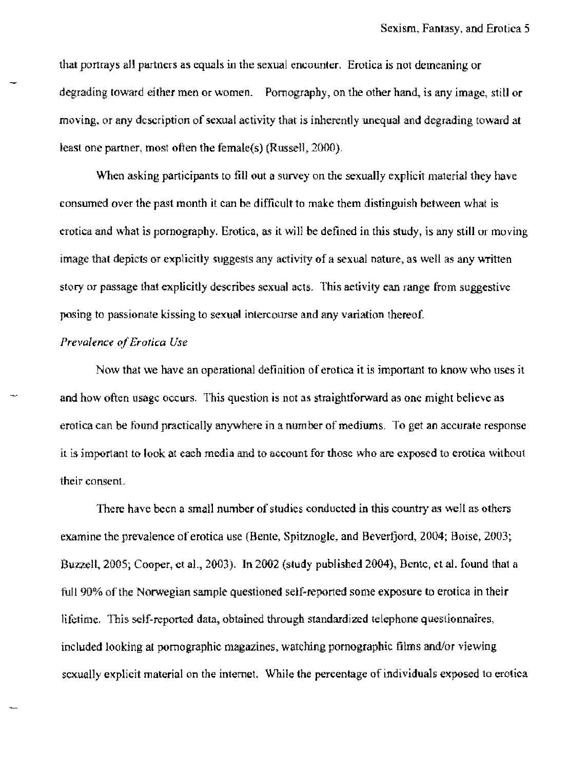that portrays all partners as equals in the sexual encounter. Erotica is not demeaning or degrading toward either men or women. Pornography, on the other hand, is any image, still or moving, or any description of sexual activity that is inherently unequal and degrading toward at least one partner, most often the female(s) (Russell, 2000).

When asking participants to fill out a survey on the sexually explicit material they have consumed over the past month it can be difficult to make them distinguish between what is erotica and what is pornography. Erotica, as it will be defined in this study, is any still or moving image that depicts or explicitly suggests any activity of a sexual nature, as well as any written story or passage that explicitly describes sexual acts. This activity can range from suggestive posing to passionate kissing to sexual intercourse and any variation thereof.

*Prevalence of Erotica Use*

Now that we have an operational definition of erotica it is important to know who uses it and how often usage occurs. This question is not as straightforward as one might believe as erotica can be found practically anywhere in a number of mediums. To get an accurate response it is important to look at each media and to account for those who are exposed to erotica without their consent.

There have been a small number of studies conducted in this country as well as others examine the prevalence of erotica use (Bente, Spitznogle, and Beverfjord, 2004; Boise, 2003; Buzzell, 2005; Cooper, et al., 2003). In 2002 (study published 2004), Bente, et al. found that a full 90% of the Norwegian sample questioned self-reported some exposure to erotica in their lifetime. This self-reported data, obtained through standardized telephone questionnaires, included looking at pornographic magazines, watching pornographic films and/or viewing sexually explicit material on the internet. While the percentage of individuals exposed to erotica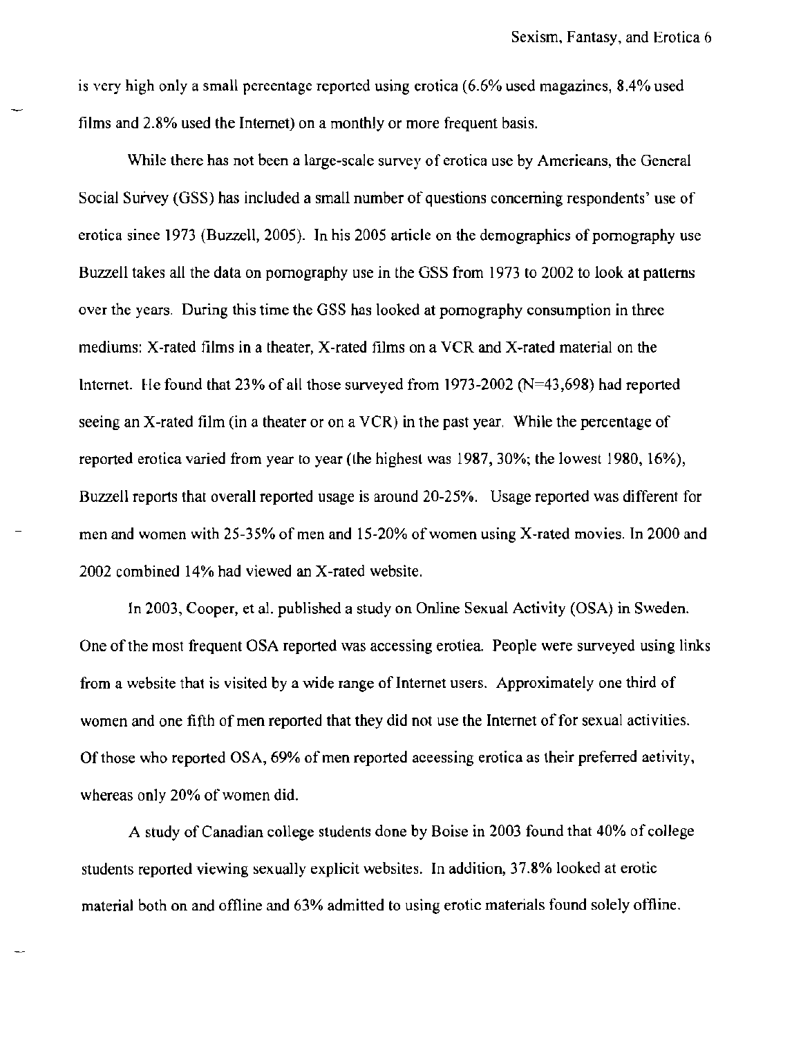is very high only a small percentage reported using erotica (6.6% used magazines, 8.4% used films and 2.8% used the Internet) on a monthly or more frequent basis.

While there has not been a large-scale survey of erotica use by Americans, the General Social Survey (GSS) has included a small number of questions concerning respondents' use of erotica since 1973 (Buzzell, 2005). In his 2005 article on the demographics of pornography use Buzzell takes all the data on pornography use in the GSS from 1973 to 2002 to look at patterns over the years. During this time the GSS has looked at pornography consumption in three mediums: X-rated films in a theater, X-rated films on a VCR and X-rated material on the Internet. He found that 23% of all those surveyed from 1973-2002 (N=43,698) had reported seeing an X-rated film (in a theater or on a VCR) in the past year. While the percentage of reported erotica varied from year to year (the highest was 1987, 30%; the lowest 1980, 16%), Buzzell reports that overall reported usage is around 20-25%. Usage reported was different for men and women with 25-35% of men and 15-20% of women using X-rated movies. In 2000 and 2002 combined 14% had viewed an X-rated website.

In 2003, Cooper, et al. published a study on Online Sexual Activity (OSA) in Sweden. One of the most frequent OSA reported was accessing erotica. People were surveyed using links from a website that is visited by a wide range of Internet users. Approximately one third of women and one fifth of men reported that they did not use the Internet of for sexual activities. Of those who reported OSA, 69% of men reported accessing erotica as their preferred activity, whereas only 20% of women did.

A study of Canadian college students done by Boise in 2003 found that 40% of college students reported viewing sexually explicit websites. In addition, 37.8% looked at erotic material both on and offline and 63% admitted to using erotic materials found solely offline.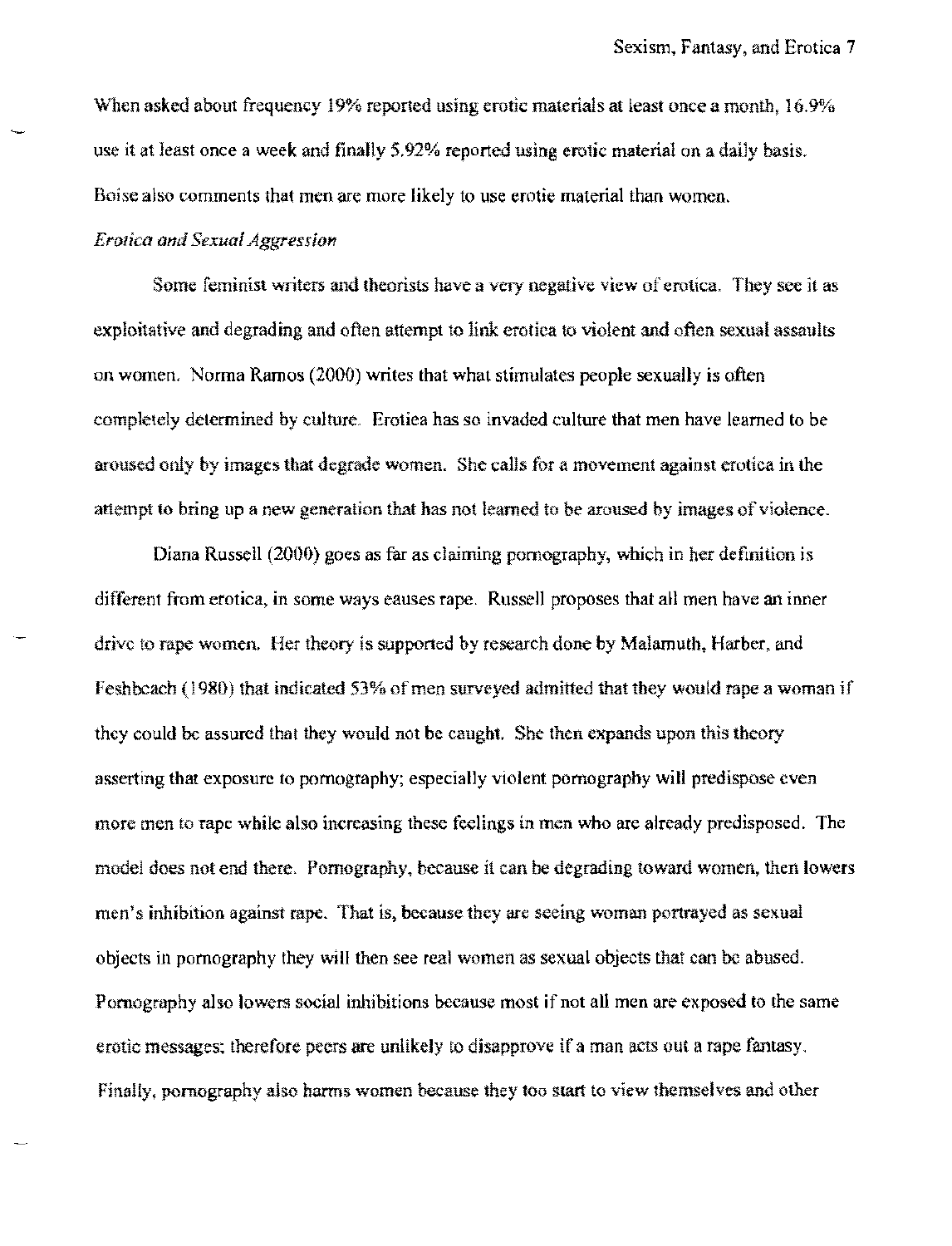When asked about frequency 19% reported using erotic materials at least once a month, 16.9% use it at least once a week and finally 5.92% reported using erotic material on a daily basis. Boise also comments that men are more likely to use erotic material than women.

*Erotica and Sexual Aggression*

Some feminist writers and theorists have a very negative view of erotica. They see it as exploitative and degrading and often attempt to link erotica to violent and often sexual assaults on women. Norma Ramos (2000) writes that what stimulates people sexually is often completely determined by culture. Erotica has so invaded culture that men have learned to be aroused only by images that degrade women. She calls for a movement against erotica in the attempt to bring up a new generation that has not learned to be aroused by images of violence.

Diana Russell (2000) goes as far as claiming pornography, which in her definition is different from erotica, in some ways causes rape. Russell proposes that all men have an inner drive to rape women. Her theory is supported by research done by Malamuth, Harber, and Feshbcach (1980) that indicated 53% of men surveyed admitted that they would rape a woman if they could be assured that they would not be caught. She then expands upon this theory asserting that exposure to pornography; especially violent pornography will predispose even more men to rape while also increasing these feelings in men who are already predisposed. The model does not end there. Pornography, because it can be degrading toward women, then lowers men's inhibition against rape. That is, because they are seeing woman portrayed as sexual objects in pornography they will then see real women as sexual objects that can be abused. Pornography also lowers social inhibitions because most if not all men are exposed to the same erotic messages; therefore peers are unlikely to disapprove if a man acts out a rape fantasy. Finally, pornography also harms women because they too start to view themselves and other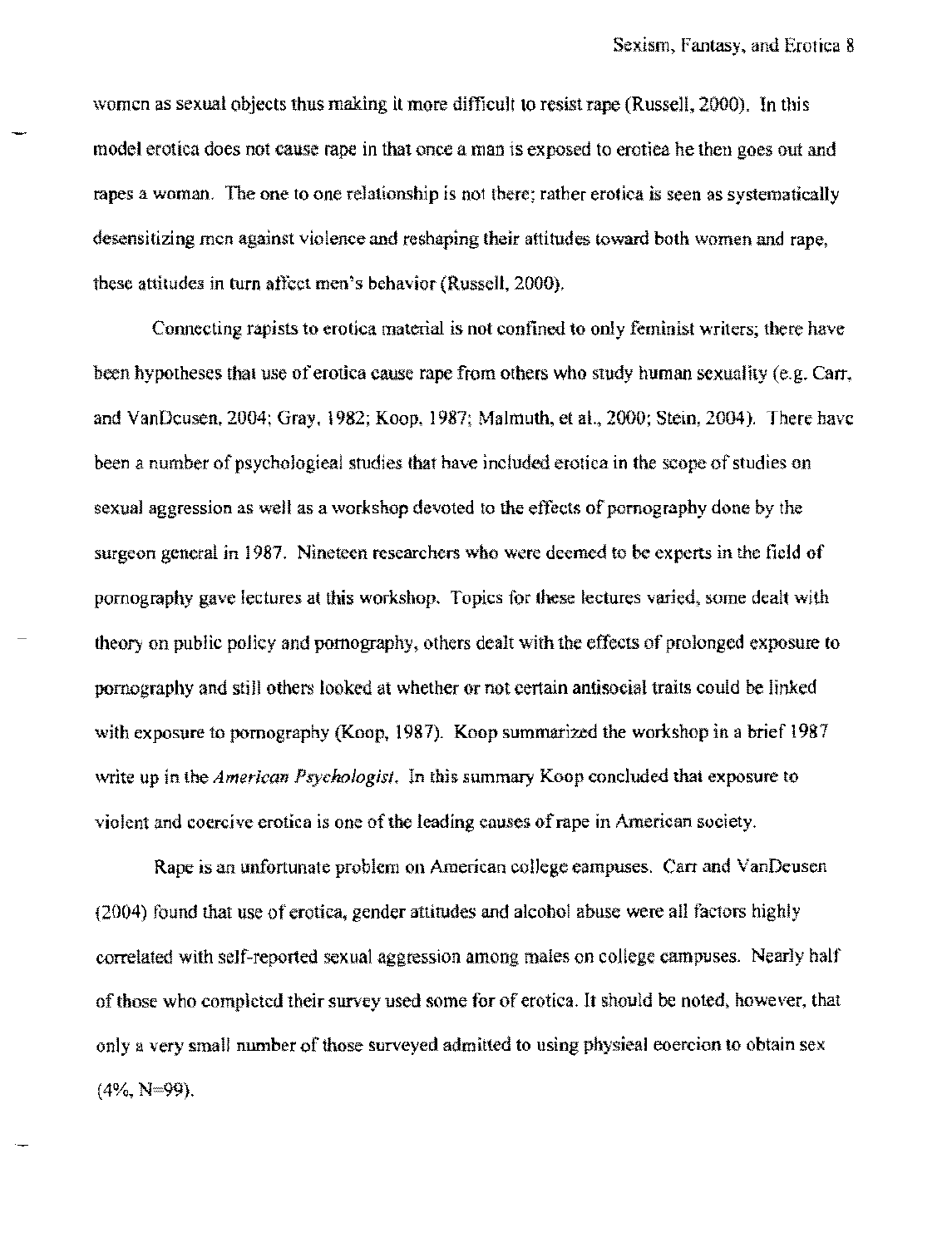women as sexual objects thus making it more difficult to resist rape (Russell, 2000). In this model erotica does not cause rape in that once a man is exposed to erotica he then goes out and rapes a woman. The one to one relationship is not there; rather erotica is seen as systematically desensitizing men against violence and reshaping their attitudes toward both women and rape, these attitudes in turn affect men's behavior (Russell, 2000).

Connecting rapists to erotica material is not confined to only feminist writers; there have been hypotheses that use of erotica cause rape from others who study human sexuality (e.g. Carr, and VanDeusen, 2004; Gray, 1982; Koop, 1987; Malmuth, et al., 2000; Stein, 2004). There have been a number of psychological studies that have included erotica in the scope of studies on sexual aggression as well as a workshop devoted to the effects of pornography done by the surgeon general in 1987. Nineteen researchers who were deemed to be experts in the field of pornography gave lectures at this workshop. Topics for these lectures varied, some dealt with theory on public policy and pornography, others dealt with the effects of prolonged exposure to pornography and still others looked at whether or not certain antisocial traits could be linked with exposure to pornography (Koop, 1987). Koop summarized the workshop in a brief 1987 write up in the *American Psychologist*. In this summary Koop concluded that exposure to violent and coercive erotica is one of the leading causes of rape in American society.

Rape is an unfortunate problem on American college campuses. Carr and VanDeusen (2004) found that use of erotica, gender attitudes and alcohol abuse were all factors highly correlated with self-reported sexual aggression among males on college campuses. Nearly half of those who completed their survey used some for of erotica. It should be noted, however, that only a very small number of those surveyed admitted to using physical coercion to obtain sex (4%, N=99).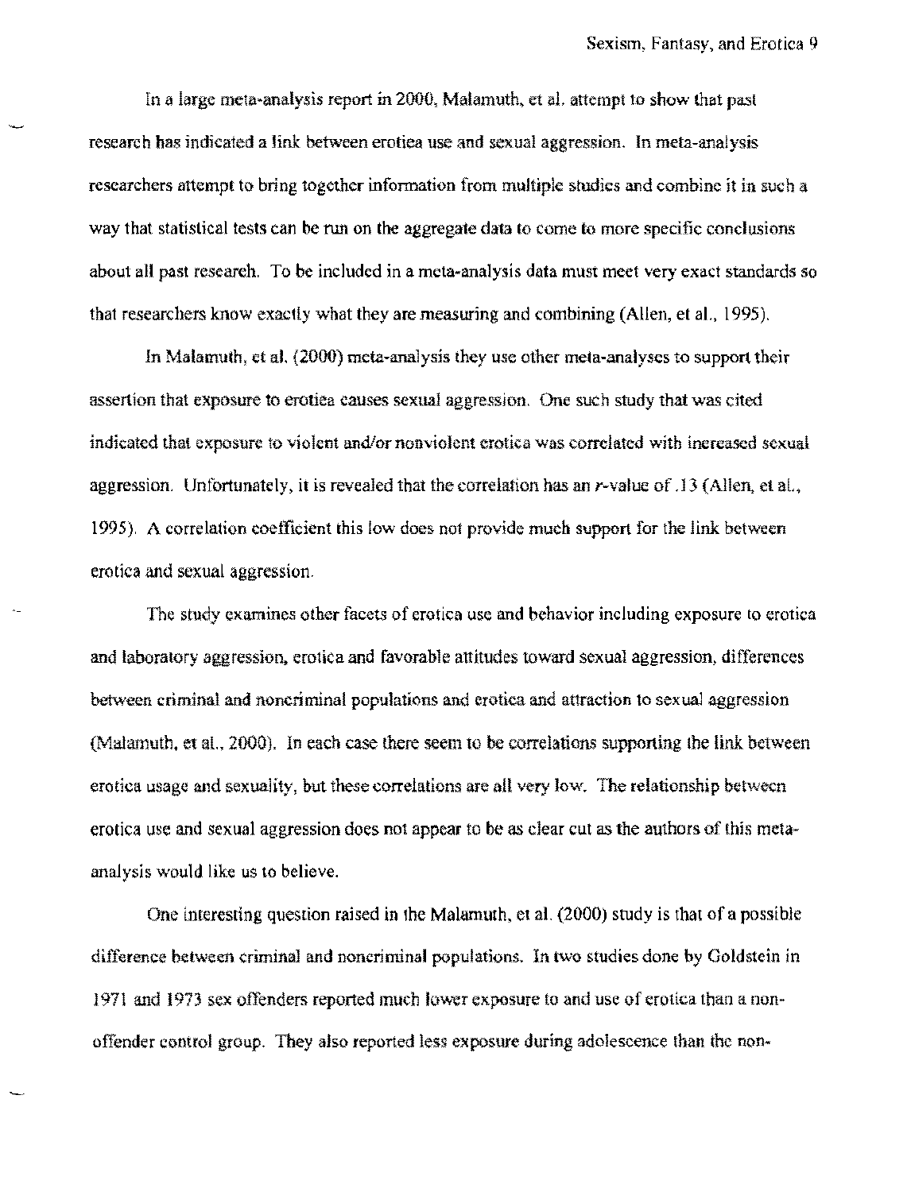In a large meta-analysis report in 2000, Malamuth, et al. attempt to show that past research has indicated a link between erotica use and sexual aggression. In meta-analysis researchers attempt to bring together information from multiple studies and combine it in such a way that statistical tests can be run on the aggregate data to come to more specific conclusions about all past research. To be included in a meta-analysis data must meet very exact standards so that researchers know exactly what they are measuring and combining (Allen, et al., 1995).

In Malamuth, et al. (2000) meta-analysis they use other meta-analyses to support their assertion that exposure to erotica causes sexual aggression. One such study that was cited indicated that exposure to violent and/or nonviolent erotica was correlated with increased sexual aggression. Unfortunately, it is revealed that the correlation has an $r$-value of .13 (Allen, et al., 1995). A correlation coefficient this low does not provide much support for the link between erotica and sexual aggression.

The study examines other facets of erotica use and behavior including exposure to erotica and laboratory aggression, erotica and favorable attitudes toward sexual aggression, differences between criminal and noncriminal populations and erotica and attraction to sexual aggression (Malamuth, et al., 2000). In each case there seem to be correlations supporting the link between erotica usage and sexuality, but these correlations are all very low. The relationship between erotica use and sexual aggression does not appear to be as clear cut as the authors of this meta-analysis would like us to believe.

One interesting question raised in the Malamuth, et al. (2000) study is that of a possible difference between criminal and noncriminal populations. In two studies done by Goldstein in 1971 and 1973 sex offenders reported much lower exposure to and use of erotica than a non-offender control group. They also reported less exposure during adolescence than the non-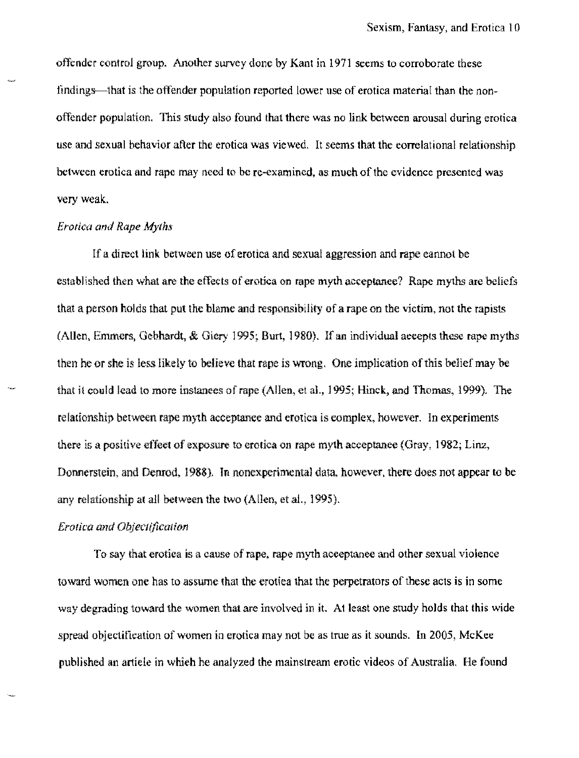offender control group. Another survey done by Kant in 1971 seems to corroborate these findings—that is the offender population reported lower use of erotica material than the non-offender population. This study also found that there was no link between arousal during erotica use and sexual behavior after the erotica was viewed. It seems that the correlational relationship between erotica and rape may need to be re-examined, as much of the evidence presented was very weak.

*Erotica and Rape Myths*

If a direct link between use of erotica and sexual aggression and rape cannot be established then what are the effects of erotica on rape myth acceptance? Rape myths are beliefs that a person holds that put the blame and responsibility of a rape on the victim, not the rapists (Allen, Emmers, Gebhardt, & Giery 1995; Burt, 1980). If an individual accepts these rape myths then he or she is less likely to believe that rape is wrong. One implication of this belief may be that it could lead to more instances of rape (Allen, et al., 1995; Hinck, and Thomas, 1999). The relationship between rape myth acceptance and erotica is complex, however. In experiments there is a positive effect of exposure to erotica on rape myth acceptance (Gray, 1982; Linz, Donnerstein, and Denrod, 1988). In nonexperimental data, however, there does not appear to be any relationship at all between the two (Allen, et al., 1995).

*Erotica and Objectification*

To say that erotica is a cause of rape, rape myth acceptance and other sexual violence toward women one has to assume that the erotica that the perpetrators of these acts is in some way degrading toward the women that are involved in it. At least one study holds that this wide spread objectification of women in erotica may not be as true as it sounds. In 2005, McKee published an article in which he analyzed the mainstream erotic videos of Australia. He found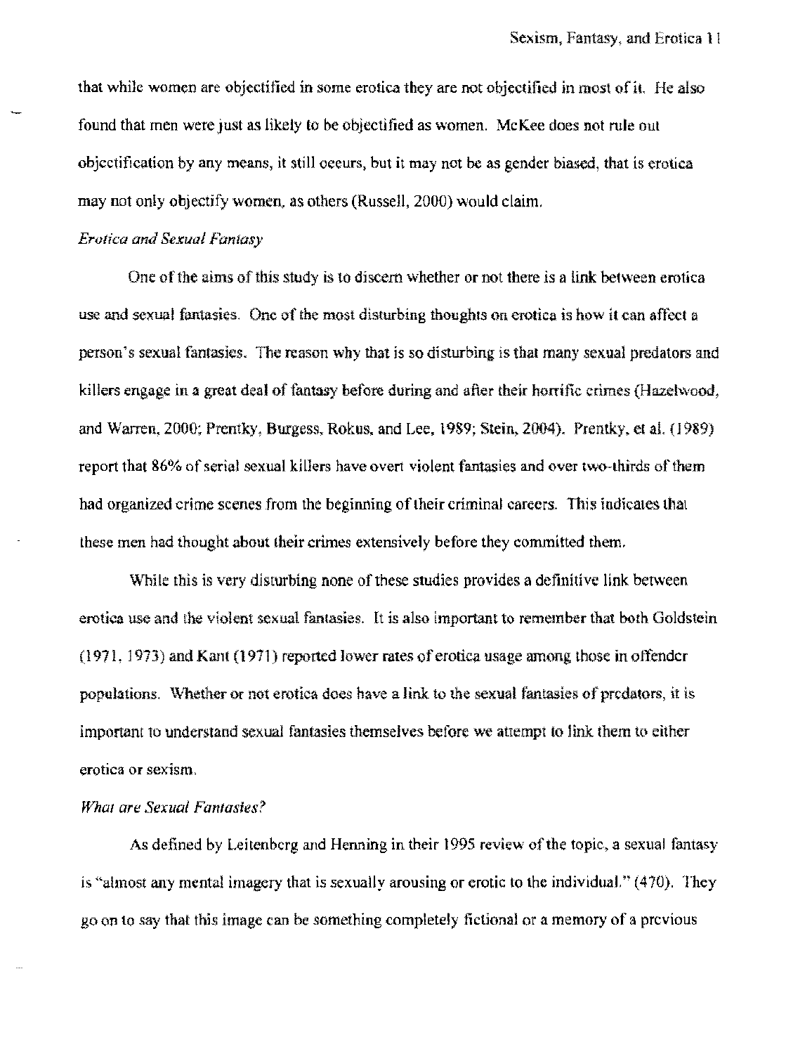that while women are objectified in some erotica they are not objectified in most of it. He also found that men were just as likely to be objectified as women. McKee does not rule out objectification by any means, it still occurs, but it may not be as gender biased, that is erotica may not only objectify women, as others (Russell, 2000) would claim.

*Erotica and Sexual Fantasy*

One of the aims of this study is to discern whether or not there is a link between erotica use and sexual fantasies. One of the most disturbing thoughts on erotica is how it can affect a person's sexual fantasies. The reason why that is so disturbing is that many sexual predators and killers engage in a great deal of fantasy before during and after their horrific crimes (Hazelwood, and Warren, 2000; Prentky, Burgess, Rokus, and Lee, 1989; Stein, 2004). Prentky, et al. (1989) report that 86% of serial sexual killers have overt violent fantasies and over two-thirds of them had organized crime scenes from the beginning of their criminal careers. This indicates that these men had thought about their crimes extensively before they committed them.

While this is very disturbing none of these studies provides a definitive link between erotica use and the violent sexual fantasies. It is also important to remember that both Goldstein (1971, 1973) and Kant (1971) reported lower rates of erotica usage among those in offender populations. Whether or not erotica does have a link to the sexual fantasies of predators, it is important to understand sexual fantasies themselves before we attempt to link them to either erotica or sexism.

*What are Sexual Fantasies?*

As defined by Leitenberg and Henning in their 1995 review of the topic, a sexual fantasy is "almost any mental imagery that is sexually arousing or erotic to the individual." (470). They go on to say that this image can be something completely fictional or a memory of a previous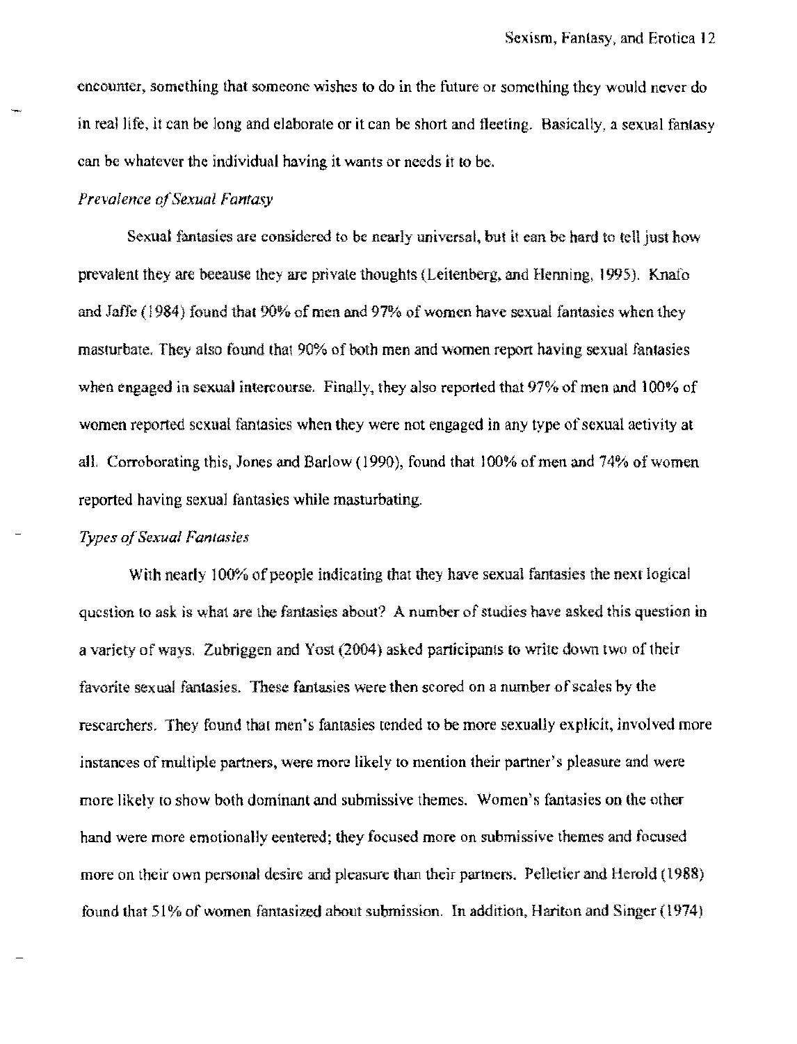encounter, something that someone wishes to do in the future or something they would never do in real life, it can be long and elaborate or it can be short and fleeting. Basically, a sexual fantasy can be whatever the individual having it wants or needs it to be.

*Prevalence of Sexual Fantasy*

Sexual fantasies are considered to be nearly universal, but it can be hard to tell just how prevalent they are because they are private thoughts (Leitenberg, and Henning, 1995). Knafo and Jaffe (1984) found that 90% of men and 97% of women have sexual fantasies when they masturbate. They also found that 90% of both men and women report having sexual fantasies when engaged in sexual intercourse. Finally, they also reported that 97% of men and 100% of women reported sexual fantasies when they were not engaged in any type of sexual activity at all. Corroborating this, Jones and Barlow (1990), found that 100% of men and 74% of women reported having sexual fantasies while masturbating.

*Types of Sexual Fantasies*

With nearly 100% of people indicating that they have sexual fantasies the next logical question to ask is what are the fantasies about? A number of studies have asked this question in a variety of ways. Zubriggen and Yost (2004) asked participants to write down two of their favorite sexual fantasies. These fantasies were then scored on a number of scales by the researchers. They found that men's fantasies tended to be more sexually explicit, involved more instances of multiple partners, were more likely to mention their partner's pleasure and were more likely to show both dominant and submissive themes. Women's fantasies on the other hand were more emotionally centered; they focused more on submissive themes and focused more on their own personal desire and pleasure than their partners. Pelletier and Herold (1988) found that 51% of women fantasized about submission. In addition, Hariton and Singer (1974)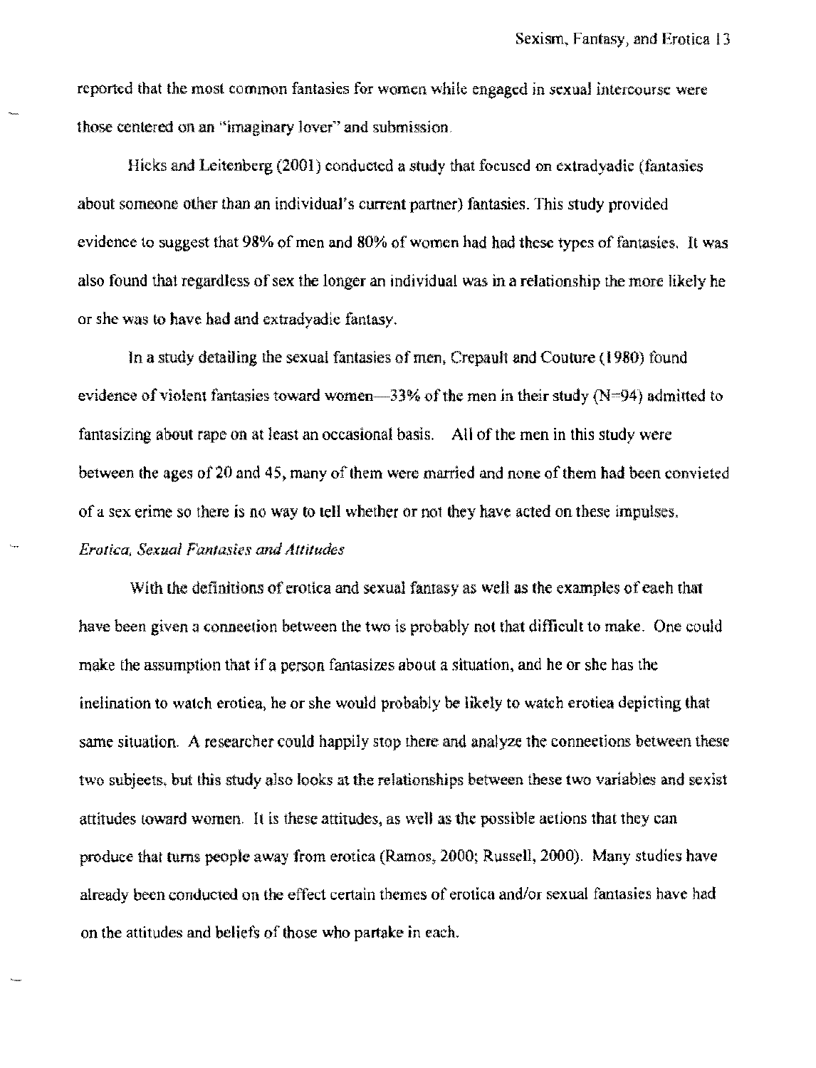reported that the most common fantasies for women while engaged in sexual intercourse were those centered on an "imaginary lover" and submission.

Hicks and Leitenberg (2001) conducted a study that focused on extradyadic (fantasies about someone other than an individual's current partner) fantasies. This study provided evidence to suggest that 98% of men and 80% of women had had these types of fantasies. It was also found that regardless of sex the longer an individual was in a relationship the more likely he or she was to have had and extradyadic fantasy.

In a study detailing the sexual fantasies of men, Crepault and Couture (1980) found evidence of violent fantasies toward women—33% of the men in their study (N=94) admitted to fantasizing about rape on at least an occasional basis. All of the men in this study were between the ages of 20 and 45, many of them were married and none of them had been convicted of a sex crime so there is no way to tell whether or not they have acted on these impulses.

*Erotica, Sexual Fantasies and Attitudes*

With the definitions of erotica and sexual fantasy as well as the examples of each that have been given a connection between the two is probably not that difficult to make. One could make the assumption that if a person fantasizes about a situation, and he or she has the inclination to watch erotica, he or she would probably be likely to watch erotica depicting that same situation. A researcher could happily stop there and analyze the connections between these two subjects, but this study also looks at the relationships between these two variables and sexist attitudes toward women. It is these attitudes, as well as the possible actions that they can produce that turns people away from erotica (Ramos, 2000; Russell, 2000). Many studies have already been conducted on the effect certain themes of erotica and/or sexual fantasies have had on the attitudes and beliefs of those who partake in each.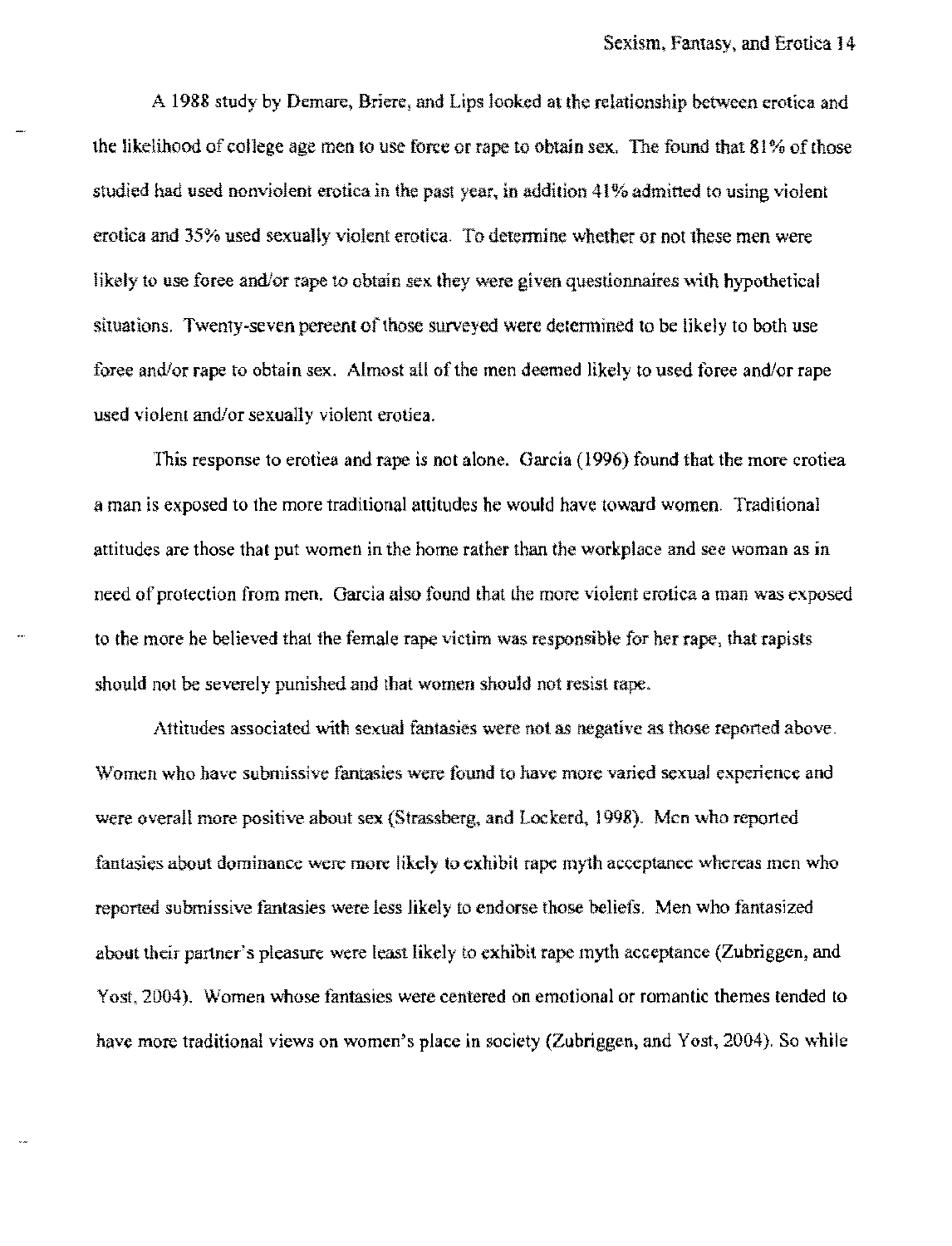A 1988 study by Demare, Briere, and Lips looked at the relationship between erotica and the likelihood of college age men to use force or rape to obtain sex. The found that 81% of those studied had used nonviolent erotica in the past year, in addition 41% admitted to using violent erotica and 35% used sexually violent erotica. To determine whether or not these men were likely to use force and/or rape to obtain sex they were given questionnaires with hypothetical situations. Twenty-seven percent of those surveyed were determined to be likely to both use force and/or rape to obtain sex. Almost all of the men deemed likely to used force and/or rape used violent and/or sexually violent erotica.

This response to erotica and rape is not alone. Garcia (1996) found that the more erotica a man is exposed to the more traditional attitudes he would have toward women. Traditional attitudes are those that put women in the home rather than the workplace and see woman as in need of protection from men. Garcia also found that the more violent erotica a man was exposed to the more he believed that the female rape victim was responsible for her rape, that rapists should not be severely punished and that women should not resist rape.

Attitudes associated with sexual fantasies were not as negative as those reported above. Women who have submissive fantasies were found to have more varied sexual experience and were overall more positive about sex (Strassberg, and Lockerd, 1998). Men who reported fantasies about dominance were more likely to exhibit rape myth acceptance whereas men who reported submissive fantasies were less likely to endorse those beliefs. Men who fantasized about their partner's pleasure were least likely to exhibit rape myth acceptance (Zubriggen, and Yost, 2004). Women whose fantasies were centered on emotional or romantic themes tended to have more traditional views on women's place in society (Zubriggen, and Yost, 2004). So while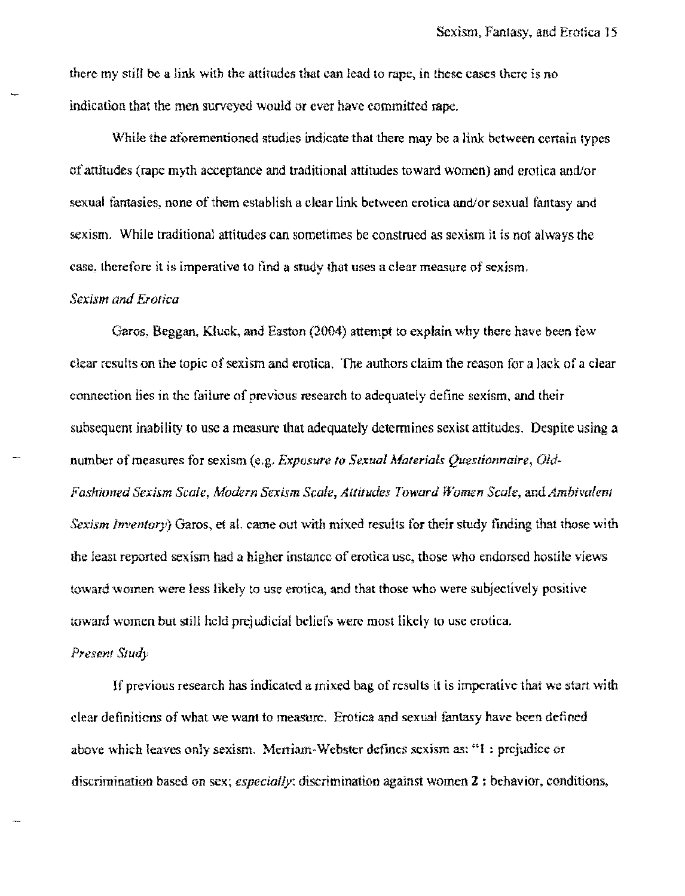there my still be a link with the attitudes that can lead to rape, in these cases there is no indication that the men surveyed would or ever have committed rape.

While the aforementioned studies indicate that there may be a link between certain types of attitudes (rape myth acceptance and traditional attitudes toward women) and erotica and/or sexual fantasies, none of them establish a clear link between erotica and/or sexual fantasy and sexism. While traditional attitudes can sometimes be construed as sexism it is not always the case, therefore it is imperative to find a study that uses a clear measure of sexism.

*Sexism and Erotica*

Garos, Beggan, Kluck, and Easton (2004) attempt to explain why there have been few clear results on the topic of sexism and erotica. The authors claim the reason for a lack of a clear connection lies in the failure of previous research to adequately define sexism, and their subsequent inability to use a measure that adequately determines sexist attitudes. Despite using a number of measures for sexism (e.g. *Exposure to Sexual Materials Questionnaire*, *Old-Fashioned Sexism Scale*, *Modern Sexism Scale*, *Attitudes Toward Women Scale*, and *Ambivalent Sexism Inventory*) Garos, et al. came out with mixed results for their study finding that those with the least reported sexism had a higher instance of erotica use, those who endorsed hostile views toward women were less likely to use erotica, and that those who were subjectively positive toward women but still held prejudicial beliefs were most likely to use erotica.

*Present Study*

If previous research has indicated a mixed bag of results it is imperative that we start with clear definitions of what we want to measure. Erotica and sexual fantasy have been defined above which leaves only sexism. Merriam-Webster defines sexism as: "**1** : prejudice or discrimination based on sex; *especially*: discrimination against women **2** : behavior, conditions,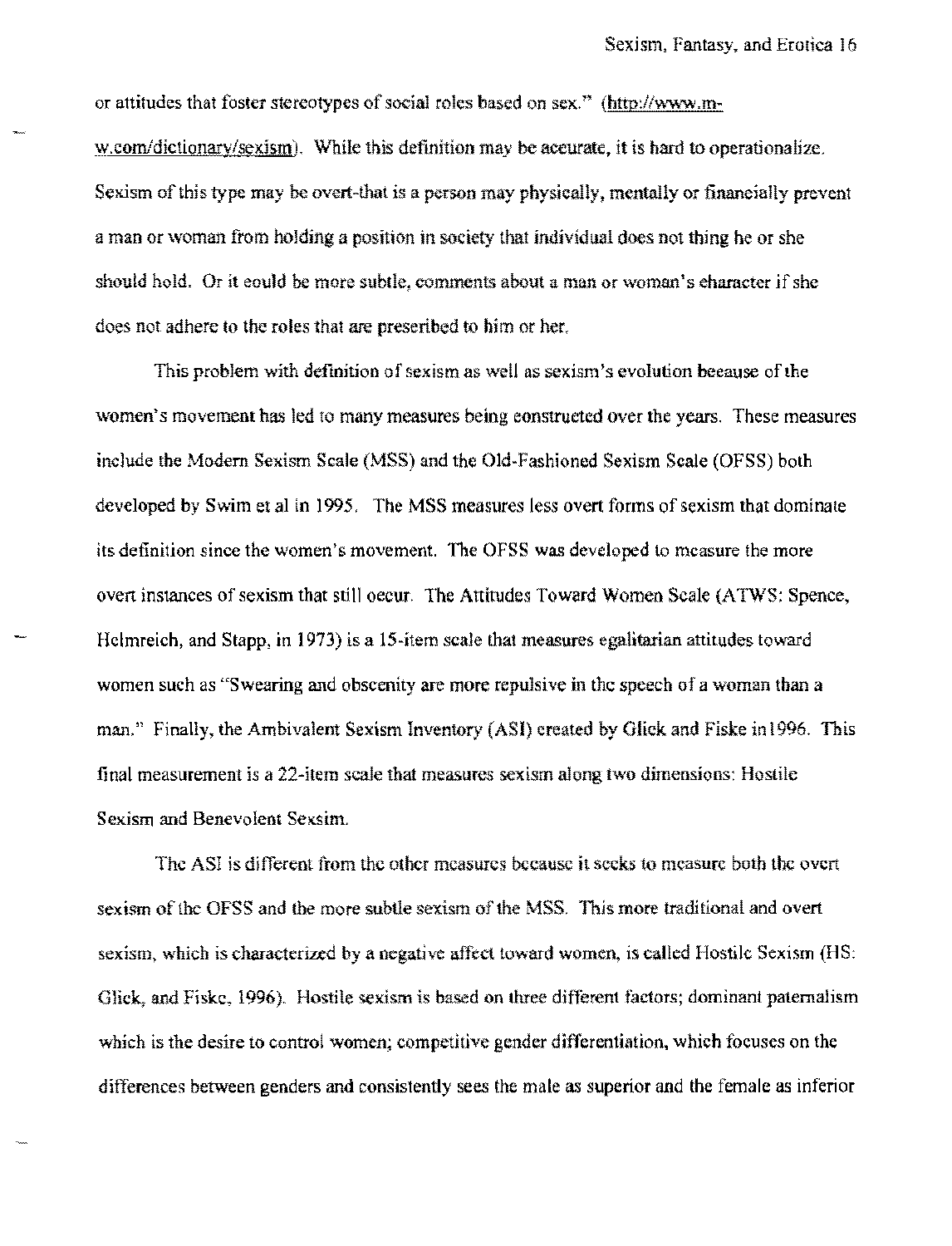or attitudes that foster stereotypes of social roles based on sex." (http://www.m-w.com/dictionary/sexism). While this definition may be accurate, it is hard to operationalize. Sexism of this type may be overt-that is a person may physically, mentally or financially prevent a man or woman from holding a position in society that individual does not thing he or she should hold. Or it could be more subtle, comments about a man or woman's character if she does not adhere to the roles that are prescribed to him or her.

This problem with definition of sexism as well as sexism's evolution because of the women's movement has led to many measures being constructed over the years. These measures include the Modern Sexism Scale (MSS) and the Old-Fashioned Sexism Scale (OFSS) both developed by Swim et al in 1995. The MSS measures less overt forms of sexism that dominate its definition since the women's movement. The OFSS was developed to measure the more overt instances of sexism that still occur. The Attitudes Toward Women Scale (ATWS: Spence, Helmreich, and Stapp, in 1973) is a 15-item scale that measures egalitarian attitudes toward women such as "Swearing and obscenity are more repulsive in the speech of a woman than a man." Finally, the Ambivalent Sexism Inventory (ASI) created by Glick and Fiske in1996. This final measurement is a 22-item scale that measures sexism along two dimensions: Hostile Sexism and Benevolent Sexsim.

The ASI is different from the other measures because it seeks to measure both the overt sexism of the OFSS and the more subtle sexism of the MSS. This more traditional and overt sexism, which is characterized by a negative affect toward women, is called Hostile Sexism (HS: Glick, and Fiske, 1996). Hostile sexism is based on three different factors; dominant paternalism which is the desire to control women; competitive gender differentiation, which focuses on the differences between genders and consistently sees the male as superior and the female as inferior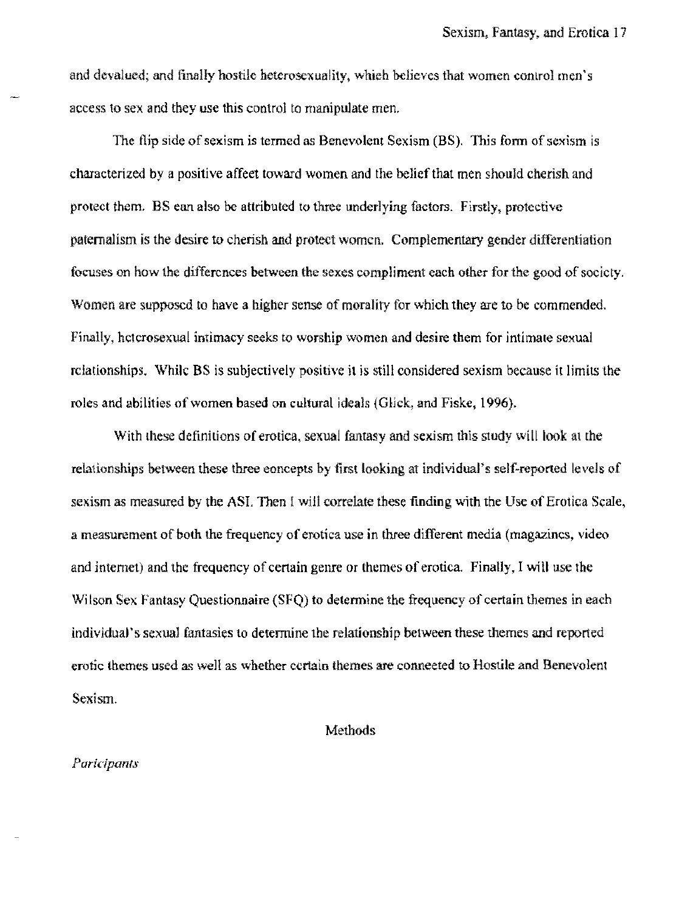and devalued; and finally hostile heterosexuality, which believes that women control men's access to sex and they use this control to manipulate men.

The flip side of sexism is termed as Benevolent Sexism (BS). This form of sexism is characterized by a positive affect toward women and the belief that men should cherish and protect them. BS can also be attributed to three underlying factors. Firstly, protective paternalism is the desire to cherish and protect women. Complementary gender differentiation focuses on how the differences between the sexes compliment each other for the good of society. Women are supposed to have a higher sense of morality for which they are to be commended. Finally, heterosexual intimacy seeks to worship women and desire them for intimate sexual relationships. While BS is subjectively positive it is still considered sexism because it limits the roles and abilities of women based on cultural ideals (Glick, and Fiske, 1996).

With these definitions of erotica, sexual fantasy and sexism this study will look at the relationships between these three concepts by first looking at individual's self-reported levels of sexism as measured by the ASI. Then I will correlate these finding with the Use of Erotica Scale, a measurement of both the frequency of erotica use in three different media (magazines, video and internet) and the frequency of certain genre or themes of erotica. Finally, I will use the Wilson Sex Fantasy Questionnaire (SFQ) to determine the frequency of certain themes in each individual's sexual fantasies to determine the relationship between these themes and reported erotic themes used as well as whether certain themes are connected to Hostile and Benevolent Sexism.

## Methods

*Paricipants*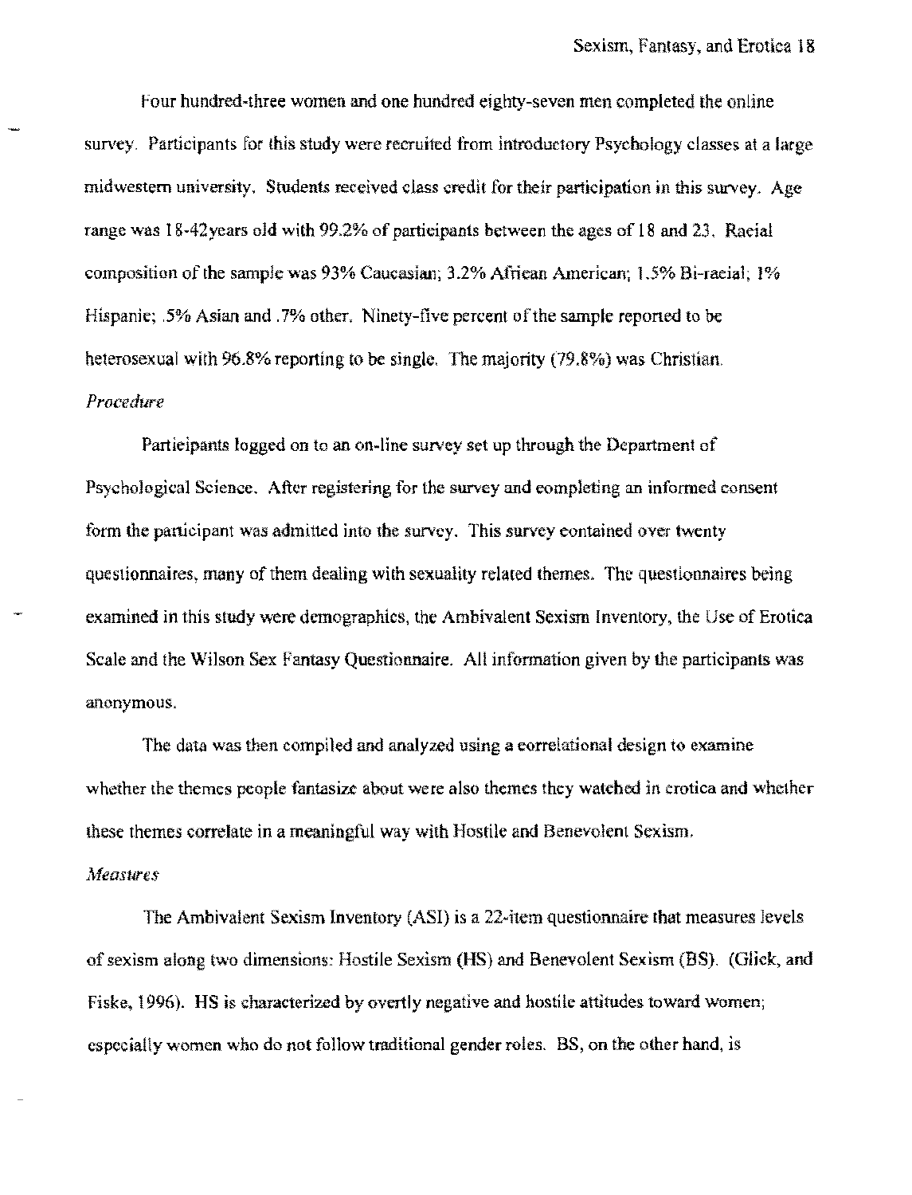Four hundred-three women and one hundred eighty-seven men completed the online survey. Participants for this study were recruited from introductory Psychology classes at a large midwestern university. Students received class credit for their participation in this survey. Age range was 18-42years old with 99.2% of participants between the ages of 18 and 23. Racial composition of the sample was 93% Caucasian; 3.2% African American; 1.5% Bi-racial; 1% Hispanic; .5% Asian and .7% other. Ninety-five percent of the sample reported to be heterosexual with 96.8% reporting to be single. The majority (79.8%) was Christian.

*Procedure*

Participants logged on to an on-line survey set up through the Department of Psychological Science. After registering for the survey and completing an informed consent form the participant was admitted into the survey. This survey contained over twenty questionnaires, many of them dealing with sexuality related themes. The questionnaires being examined in this study were demographics, the Ambivalent Sexism Inventory, the Use of Erotica Scale and the Wilson Sex Fantasy Questionnaire. All information given by the participants was anonymous.

The data was then compiled and analyzed using a correlational design to examine whether the themes people fantasize about were also themes they watched in erotica and whether these themes correlate in a meaningful way with Hostile and Benevolent Sexism.

*Measures*

The Ambivalent Sexism Inventory (ASI) is a 22-item questionnaire that measures levels of sexism along two dimensions: Hostile Sexism (HS) and Benevolent Sexism (BS). (Glick, and Fiske, 1996). HS is characterized by overtly negative and hostile attitudes toward women; especially women who do not follow traditional gender roles. BS, on the other hand, is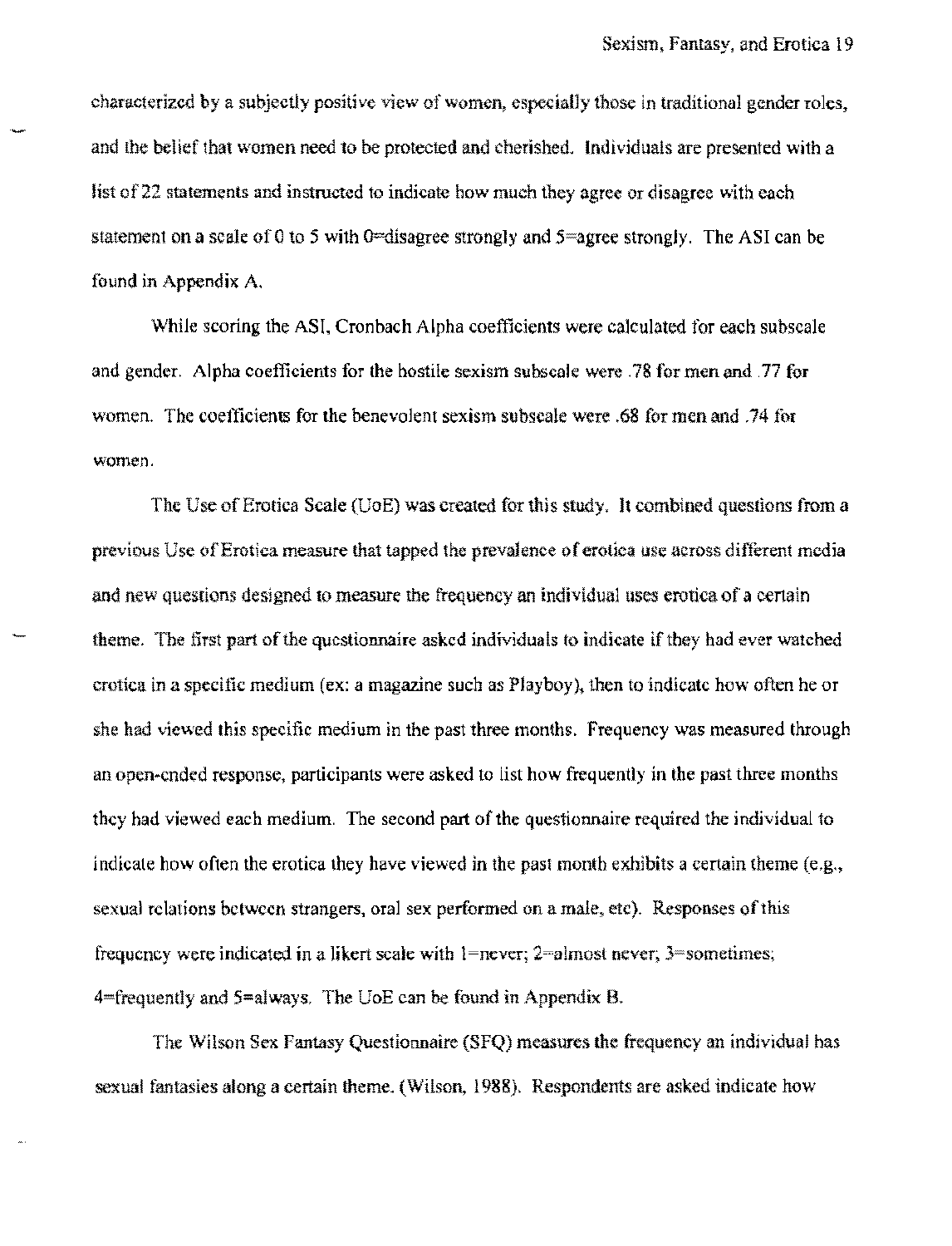characterized by a subjectly positive view of women, especially those in traditional gender roles, and the belief that women need to be protected and cherished. Individuals are presented with a list of 22 statements and instructed to indicate how much they agree or disagree with each statement on a scale of 0 to 5 with 0=disagree strongly and 5=agree strongly. The ASI can be found in Appendix A.

While scoring the ASI, Cronbach Alpha coefficients were calculated for each subscale and gender. Alpha coefficients for the hostile sexism subscale were .78 for men and .77 for women. The coefficients for the benevolent sexism subscale were .68 for men and .74 for women.

The Use of Erotica Scale (UoE) was created for this study. It combined questions from a previous Use of Erotica measure that tapped the prevalence of erotica use across different media and new questions designed to measure the frequency an individual uses erotica of a certain theme. The first part of the questionnaire asked individuals to indicate if they had ever watched erotica in a specific medium (ex: a magazine such as Playboy), then to indicate how often he or she had viewed this specific medium in the past three months. Frequency was measured through an open-ended response, participants were asked to list how frequently in the past three months they had viewed each medium. The second part of the questionnaire required the individual to indicate how often the erotica they have viewed in the past month exhibits a certain theme (e.g., sexual relations between strangers, oral sex performed on a male, etc). Responses of this frequency were indicated in a likert scale with 1=never; 2=almost never; 3=sometimes; 4=frequently and 5=always. The UoE can be found in Appendix B.

The Wilson Sex Fantasy Questionnaire (SFQ) measures the frequency an individual has sexual fantasies along a certain theme. (Wilson, 1988). Respondents are asked indicate how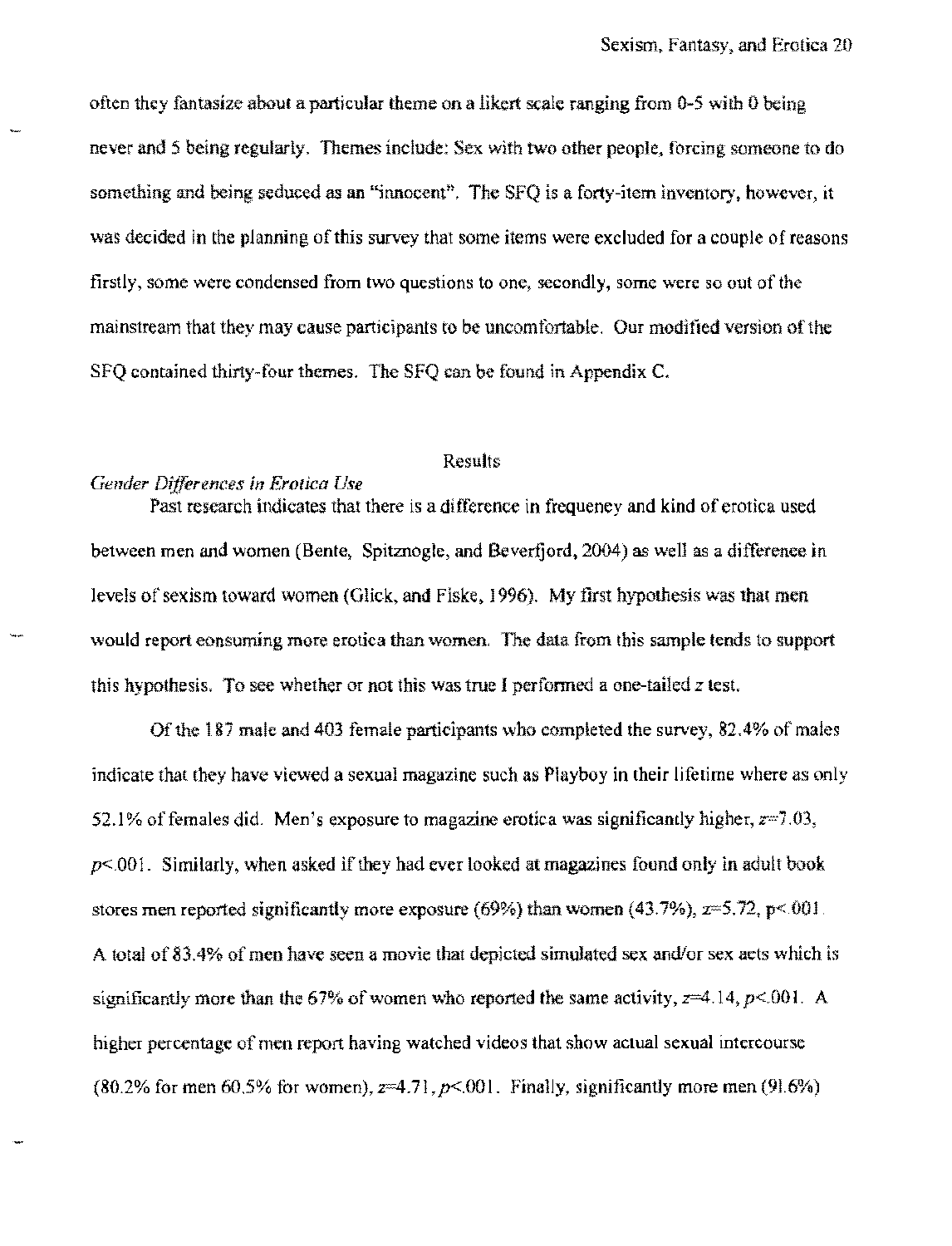often they fantasize about a particular theme on a likert scale ranging from 0-5 with 0 being never and 5 being regularly. Themes include: Sex with two other people, forcing someone to do something and being seduced as an "innocent". The SFQ is a forty-item inventory, however, it was decided in the planning of this survey that some items were excluded for a couple of reasons firstly, some were condensed from two questions to one, secondly, some were so out of the mainstream that they may cause participants to be uncomfortable. Our modified version of the SFQ contained thirty-four themes. The SFQ can be found in Appendix C.

## Results

### *Gender Differences in Erotica Use*

Past research indicates that there is a difference in frequency and kind of erotica used between men and women (Bente, Spitznogle, and Beverfjord, 2004) as well as a difference in levels of sexism toward women (Glick, and Fiske, 1996). My first hypothesis was that men would report consuming more erotica than women. The data from this sample tends to support this hypothesis. To see whether or not this was true I performed a one-tailed $z$ test.

Of the 187 male and 403 female participants who completed the survey, 82.4% of males indicate that they have viewed a sexual magazine such as Playboy in their lifetime where as only 52.1% of females did. Men's exposure to magazine erotica was significantly higher, $z=7.03$, $p<.001$. Similarly, when asked if they had ever looked at magazines found only in adult book stores men reported significantly more exposure (69%) than women (43.7%), $z=5.72$, $p<.001$. A total of 83.4% of men have seen a movie that depicted simulated sex and/or sex acts which is significantly more than the 67% of women who reported the same activity, $z=4.14$, $p<.001$. A higher percentage of men report having watched videos that show actual sexual intercourse (80.2% for men 60.5% for women), $z=4.71$, $p<.001$. Finally, significantly more men (91.6%)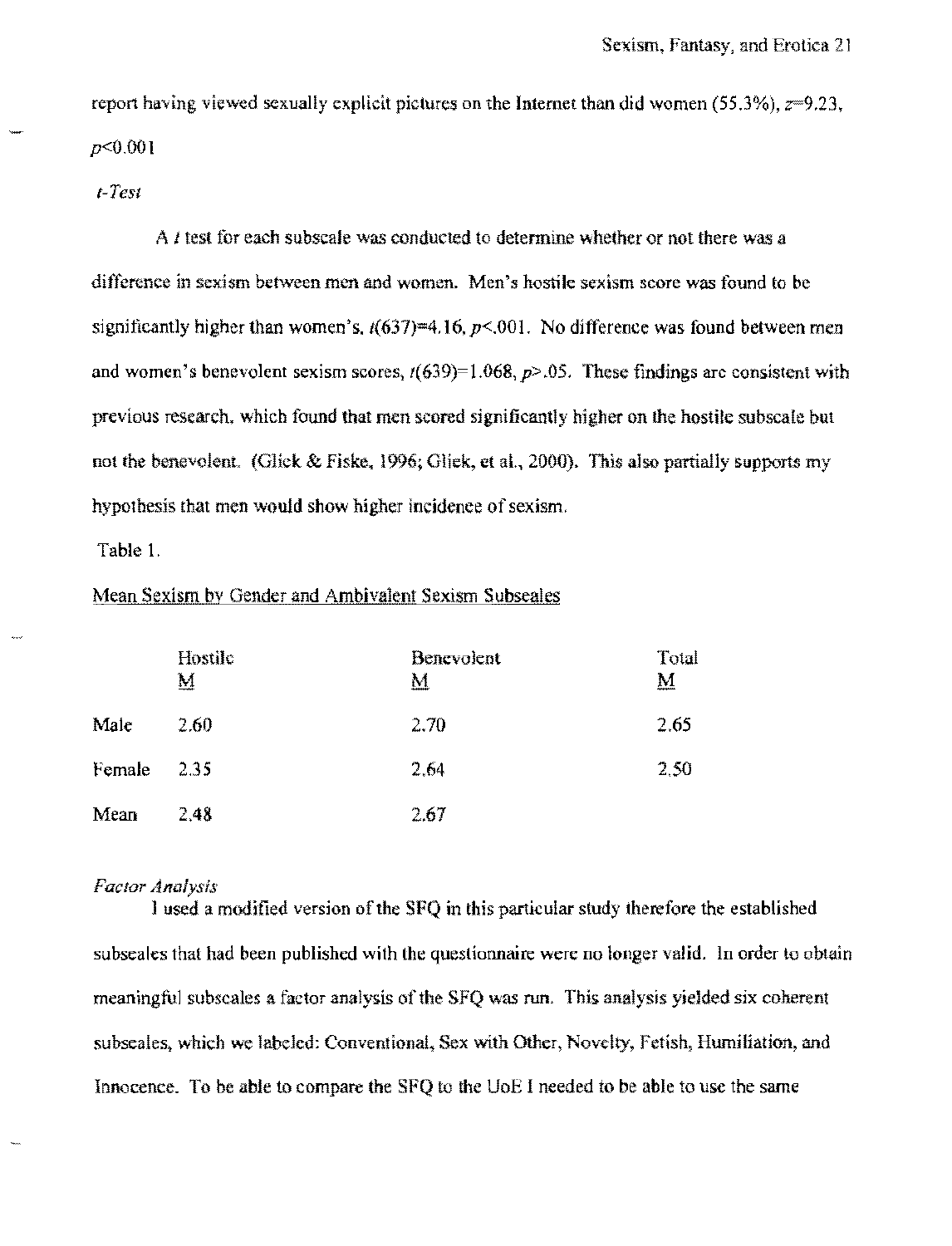report having viewed sexually explicit pictures on the Internet than did women (55.3%), $z=9.23$, $p<0.001$

*t-Test*

A *t* test for each subscale was conducted to determine whether or not there was a difference in sexism between men and women. Men's hostile sexism score was found to be significantly higher than women's, $t(637)=4.16$, $p<.001$. No difference was found between men and women's benevolent sexism scores, $t(639)=1.068$, $p>.05$. These findings are consistent with previous research, which found that men scored significantly higher on the hostile subscale but not the benevolent. (Glick & Fiske, 1996; Glick, et al., 2000). This also partially supports my hypothesis that men would show higher incidence of sexism.

Table 1.

Mean Sexism by Gender and Ambivalent Sexism Subscales

| | Hostile M | Benevolent M | Total M |
|---|---|---|---|
| Male | 2.60 | 2.70 | 2.65 |
| Female | 2.35 | 2.64 | 2.50 |
| Mean | 2.48 | 2.67 | |

*Factor Analysis*

I used a modified version of the SFQ in this particular study therefore the established subscales that had been published with the questionnaire were no longer valid. In order to obtain meaningful subscales a factor analysis of the SFQ was run. This analysis yielded six coherent subscales, which we labeled: Conventional, Sex with Other, Novelty, Fetish, Humiliation, and Innocence. To be able to compare the SFQ to the UoE I needed to be able to use the same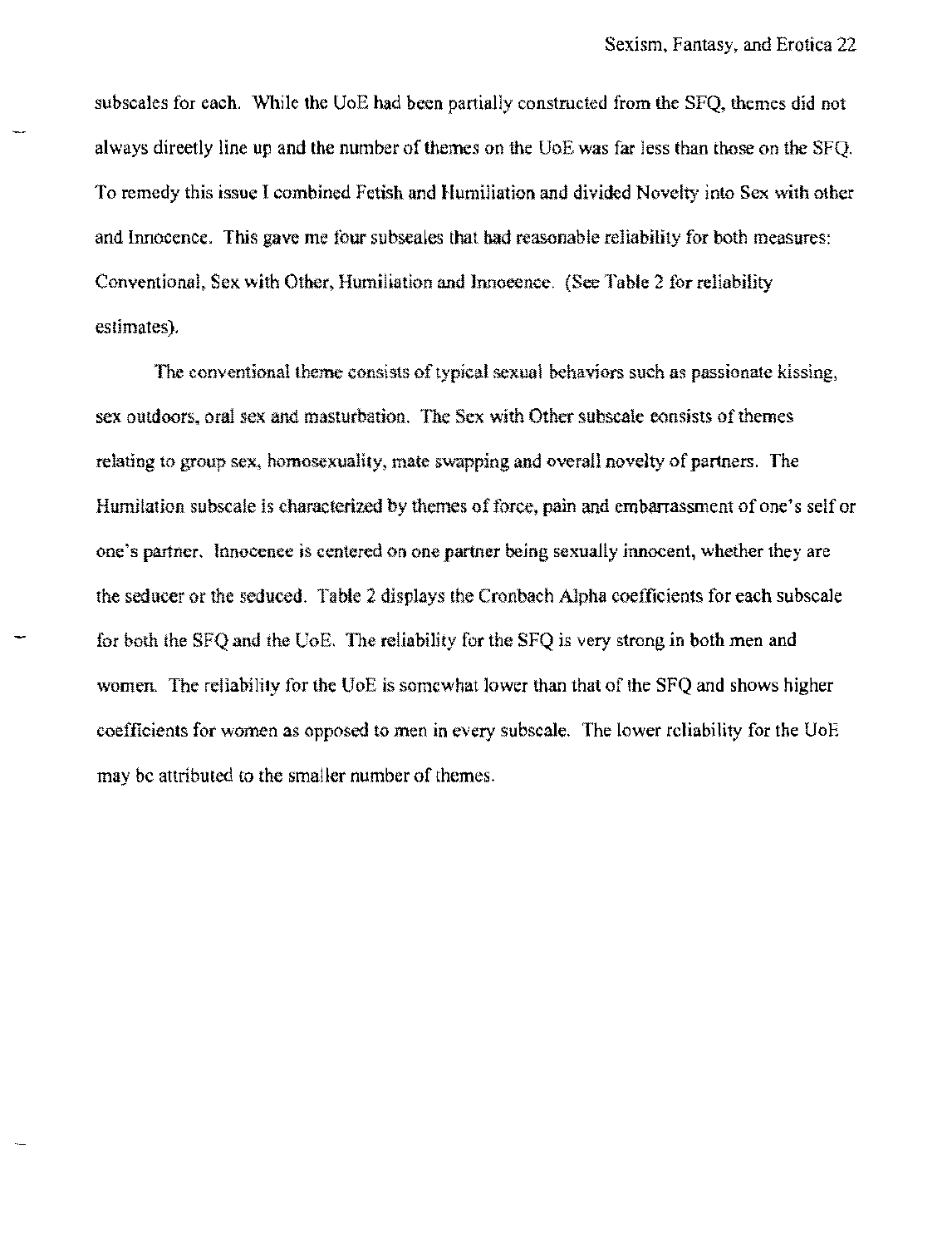subscales for each. While the UoE had been partially constructed from the SFQ, themes did not always directly line up and the number of themes on the UoE was far less than those on the SFQ. To remedy this issue I combined Fetish and Humiliation and divided Novelty into Sex with other and Innocence. This gave me four subscales that had reasonable reliability for both measures: Conventional, Sex with Other, Humiliation and Innocence. (See Table 2 for reliability estimates).

The conventional theme consists of typical sexual behaviors such as passionate kissing, sex outdoors, oral sex and masturbation. The Sex with Other subscale consists of themes relating to group sex, homosexuality, mate swapping and overall novelty of partners. The Humilation subscale is characterized by themes of force, pain and embarrassment of one's self or one's partner. Innocence is centered on one partner being sexually innocent, whether they are the seducer or the seduced. Table 2 displays the Cronbach Alpha coefficients for each subscale for both the SFQ and the UoE. The reliability for the SFQ is very strong in both men and women. The reliability for the UoE is somewhat lower than that of the SFQ and shows higher coefficients for women as opposed to men in every subscale. The lower reliability for the UoE may be attributed to the smaller number of themes.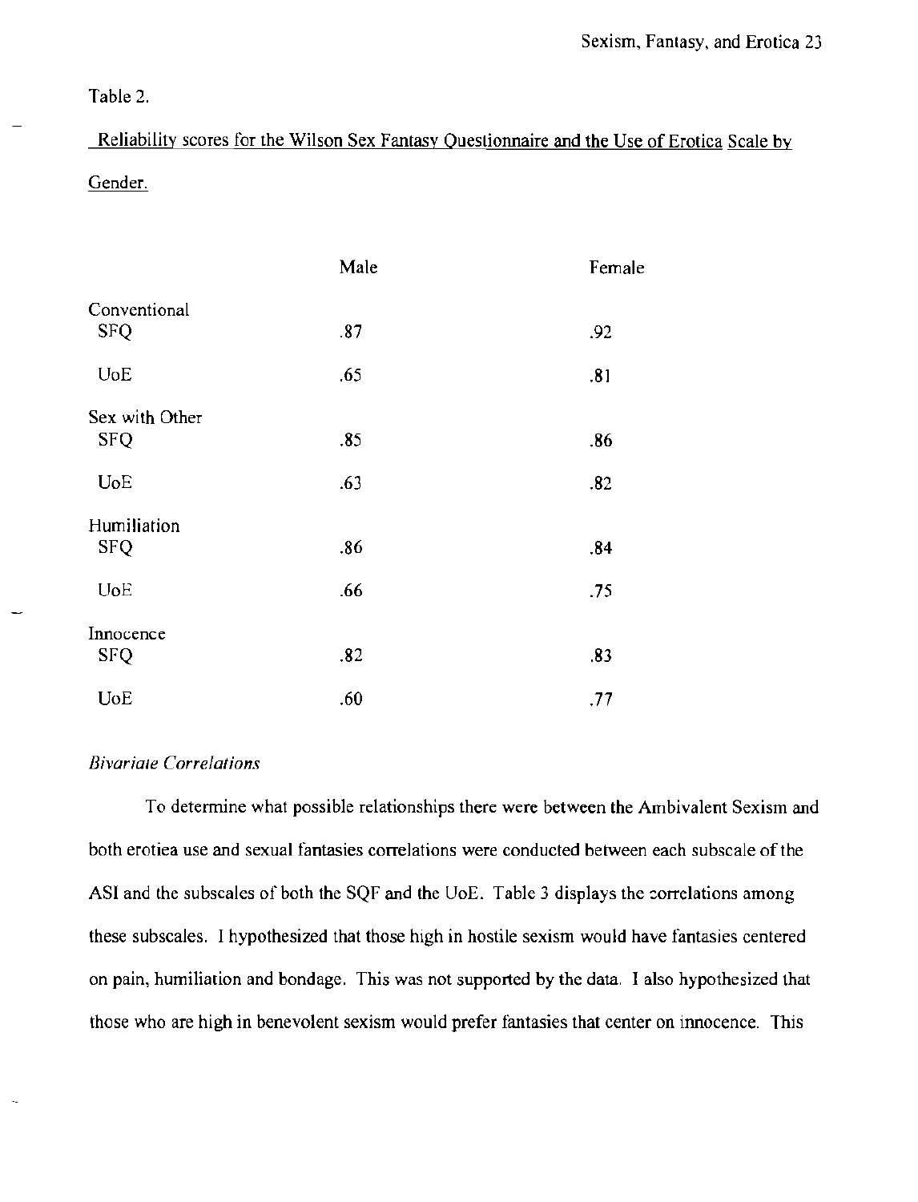Table 2.

Reliability scores for the Wilson Sex Fantasy Questionnaire and the Use of Erotica Scale by Gender.

| | Male | Female |
|---|---|---|
| Conventional | | |
| SFQ | .87 | .92 |
| UoE | .65 | .81 |
| Sex with Other | | |
| SFQ | .85 | .86 |
| UoE | .63 | .82 |
| Humiliation | | |
| SFQ | .86 | .84 |
| UoE | .66 | .75 |
| Innocence | | |
| SFQ | .82 | .83 |
| UoE | .60 | .77 |

*Bivariate Correlations*

To determine what possible relationships there were between the Ambivalent Sexism and both erotica use and sexual fantasies correlations were conducted between each subscale of the ASI and the subscales of both the SQF and the UoE. Table 3 displays the correlations among these subscales. I hypothesized that those high in hostile sexism would have fantasies centered on pain, humiliation and bondage. This was not supported by the data. I also hypothesized that those who are high in benevolent sexism would prefer fantasies that center on innocence. This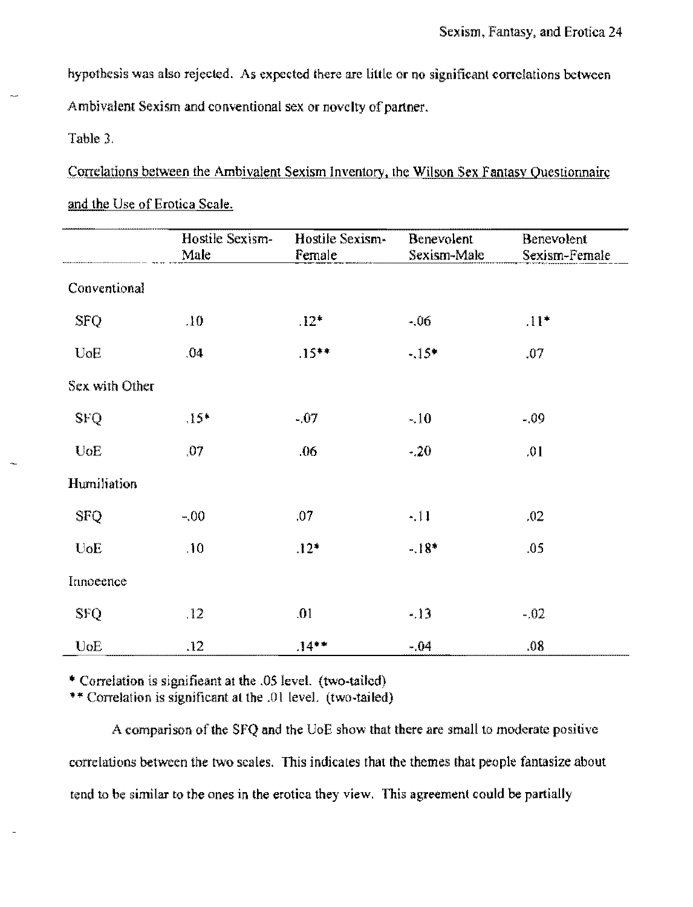hypothesis was also rejected. As expected there are little or no significant correlations between Ambivalent Sexism and conventional sex or novelty of partner.

Table 3.

Correlations between the Ambivalent Sexism Inventory, the Wilson Sex Fantasy Questionnaire and the Use of Erotica Scale.

| | Hostile Sexism-Male | Hostile Sexism-Female | Benevolent Sexism-Male | Benevolent Sexism-Female |
|---|---|---|---|---|
| Conventional | | | | |
| SFQ | .10 | .12* | -.06 | .11* |
| UoE | .04 | .15** | -.15* | .07 |
| Sex with Other | | | | |
| SFQ | .15* | -.07 | -.10 | -.09 |
| UoE | .07 | .06 | -.20 | .01 |
| Humiliation | | | | |
| SFQ | -.00 | .07 | -.11 | .02 |
| UoE | .10 | .12* | -.18* | .05 |
| Innocence | | | | |
| SFQ | .12 | .01 | -.13 | -.02 |
| UoE | .12 | .14** | -.04 | .08 |

* Correlation is significant at the .05 level. (two-tailed)

** Correlation is significant at the .01 level. (two-tailed)

A comparison of the SFQ and the UoE show that there are small to moderate positive correlations between the two scales. This indicates that the themes that people fantasize about tend to be similar to the ones in the erotica they view. This agreement could be partially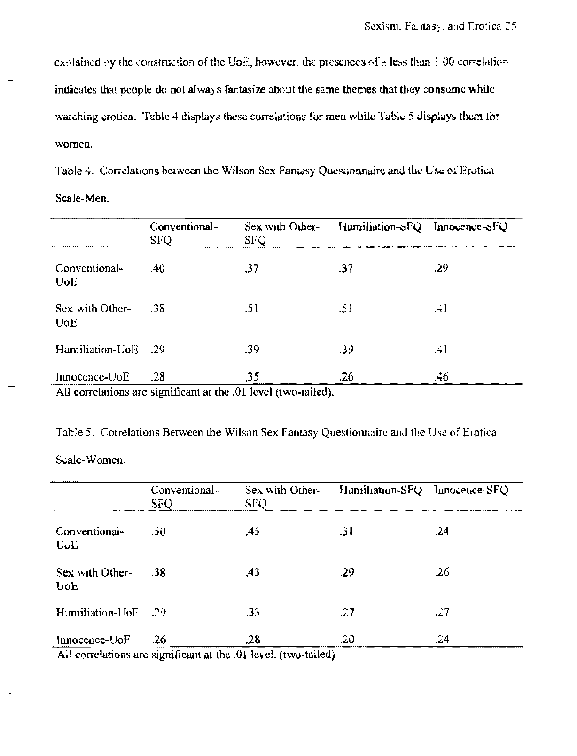explained by the construction of the UoE, however, the presences of a less than 1.00 correlation indicates that people do not always fantasize about the same themes that they consume while watching erotica. Table 4 displays these correlations for men while Table 5 displays them for women.

Table 4. Correlations between the Wilson Sex Fantasy Questionnaire and the Use of Erotica Scale-Men.

| | Conventional-SFQ | Sex with Other-SFQ | Humiliation-SFQ | Innocence-SFQ |
|---|---|---|---|---|
| Conventional-UoE | .40 | .37 | .37 | .29 |
| Sex with Other-UoE | .38 | .51 | .51 | .41 |
| Humiliation-UoE | .29 | .39 | .39 | .41 |
| Innocence-UoE | .28 | .35 | .26 | .46 |

All correlations are significant at the .01 level (two-tailed).

Table 5. Correlations Between the Wilson Sex Fantasy Questionnaire and the Use of Erotica Scale-Women.

| | Conventional-SFQ | Sex with Other-SFQ | Humiliation-SFQ | Innocence-SFQ |
|---|---|---|---|---|
| Conventional-UoE | .50 | .45 | .31 | .24 |
| Sex with Other-UoE | .38 | .43 | .29 | .26 |
| Humiliation-UoE | .29 | .33 | .27 | .27 |
| Innocence-UoE | .26 | .28 | .20 | .24 |

All correlations are significant at the .01 level. (two-tailed)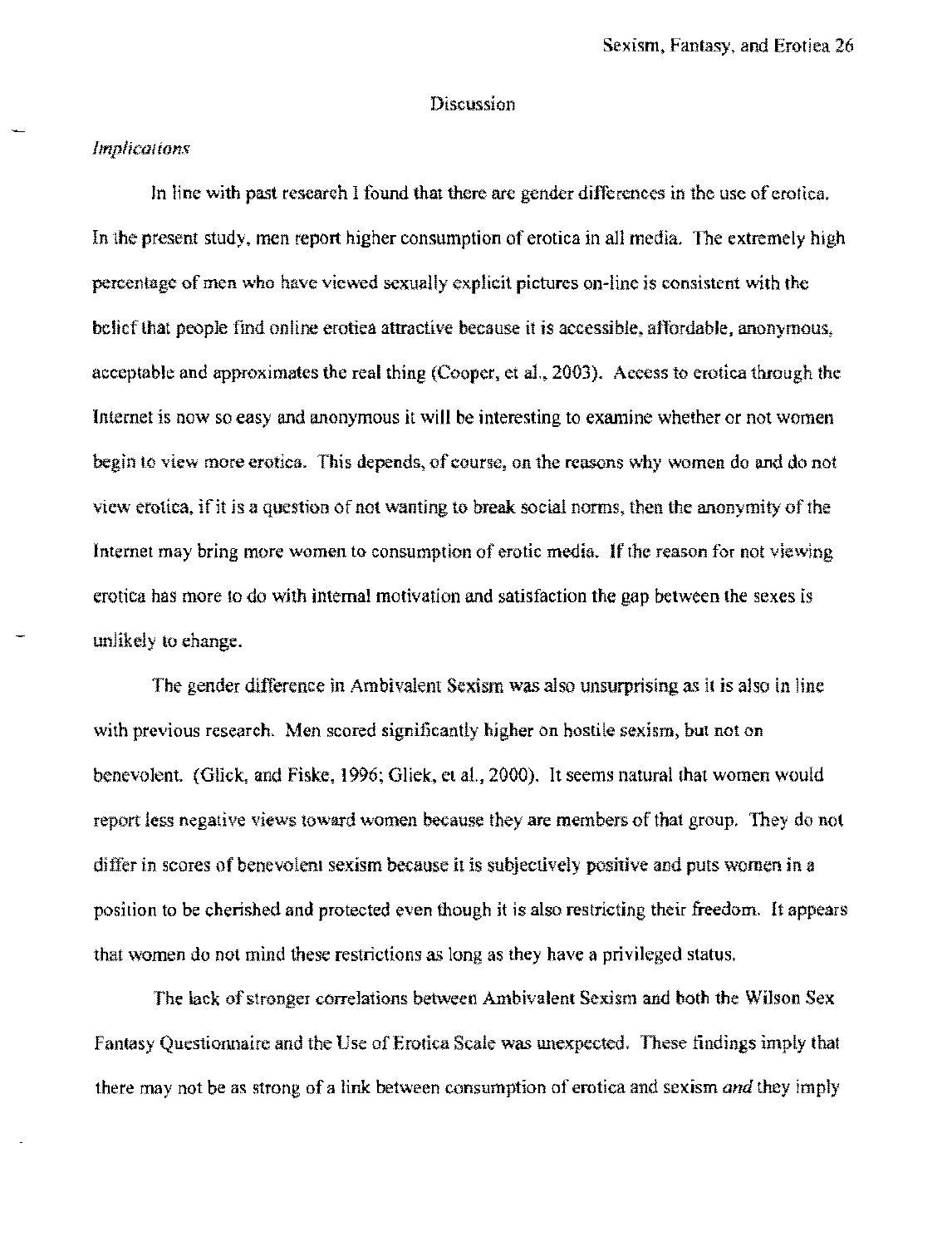# Discussion

*Implications*

In line with past research I found that there are gender differences in the use of erotica. In the present study, men report higher consumption of erotica in all media. The extremely high percentage of men who have viewed sexually explicit pictures on-line is consistent with the belief that people find online erotica attractive because it is accessible, affordable, anonymous, acceptable and approximates the real thing (Cooper, et al., 2003). Access to erotica through the Internet is now so easy and anonymous it will be interesting to examine whether or not women begin to view more erotica. This depends, of course, on the reasons why women do and do not view erotica, if it is a question of not wanting to break social norms, then the anonymity of the Internet may bring more women to consumption of erotic media. If the reason for not viewing erotica has more to do with internal motivation and satisfaction the gap between the sexes is unlikely to change.

The gender difference in Ambivalent Sexism was also unsurprising as it is also in line with previous research. Men scored significantly higher on hostile sexism, but not on benevolent. (Glick, and Fiske, 1996; Glick, et al., 2000). It seems natural that women would report less negative views toward women because they are members of that group. They do not differ in scores of benevolent sexism because it is subjectively positive and puts women in a position to be cherished and protected even though it is also restricting their freedom. It appears that women do not mind these restrictions as long as they have a privileged status.

The lack of stronger correlations between Ambivalent Sexism and both the Wilson Sex Fantasy Questionnaire and the Use of Erotica Scale was unexpected. These findings imply that there may not be as strong of a link between consumption of erotica and sexism *and* they imply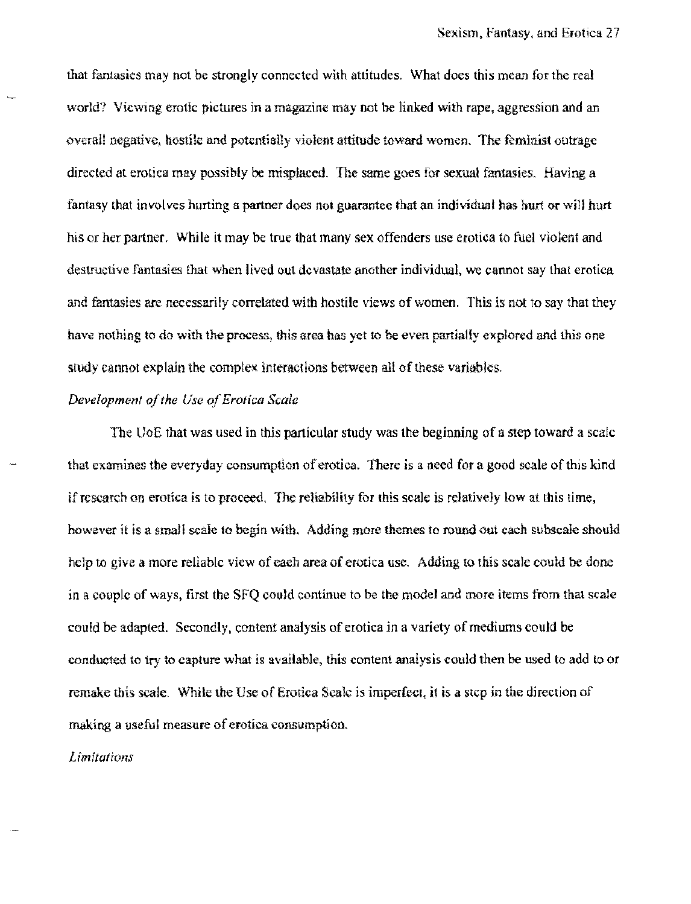that fantasies may not be strongly connected with attitudes. What does this mean for the real world? Viewing erotic pictures in a magazine may not be linked with rape, aggression and an overall negative, hostile and potentially violent attitude toward women. The feminist outrage directed at erotica may possibly be misplaced. The same goes for sexual fantasies. Having a fantasy that involves hurting a partner does not guarantee that an individual has hurt or will hurt his or her partner. While it may be true that many sex offenders use erotica to fuel violent and destructive fantasies that when lived out devastate another individual, we cannot say that erotica and fantasies are necessarily correlated with hostile views of women. This is not to say that they have nothing to do with the process, this area has yet to be even partially explored and this one study cannot explain the complex interactions between all of these variables.

*Development of the Use of Erotica Scale*

The UoE that was used in this particular study was the beginning of a step toward a scale that examines the everyday consumption of erotica. There is a need for a good scale of this kind if research on erotica is to proceed. The reliability for this scale is relatively low at this time, however it is a small scale to begin with. Adding more themes to round out each subscale should help to give a more reliable view of each area of erotica use. Adding to this scale could be done in a couple of ways, first the SFQ could continue to be the model and more items from that scale could be adapted. Secondly, content analysis of erotica in a variety of mediums could be conducted to try to capture what is available, this content analysis could then be used to add to or remake this scale. While the Use of Erotica Scale is imperfect, it is a step in the direction of making a useful measure of erotica consumption.

*Limitations*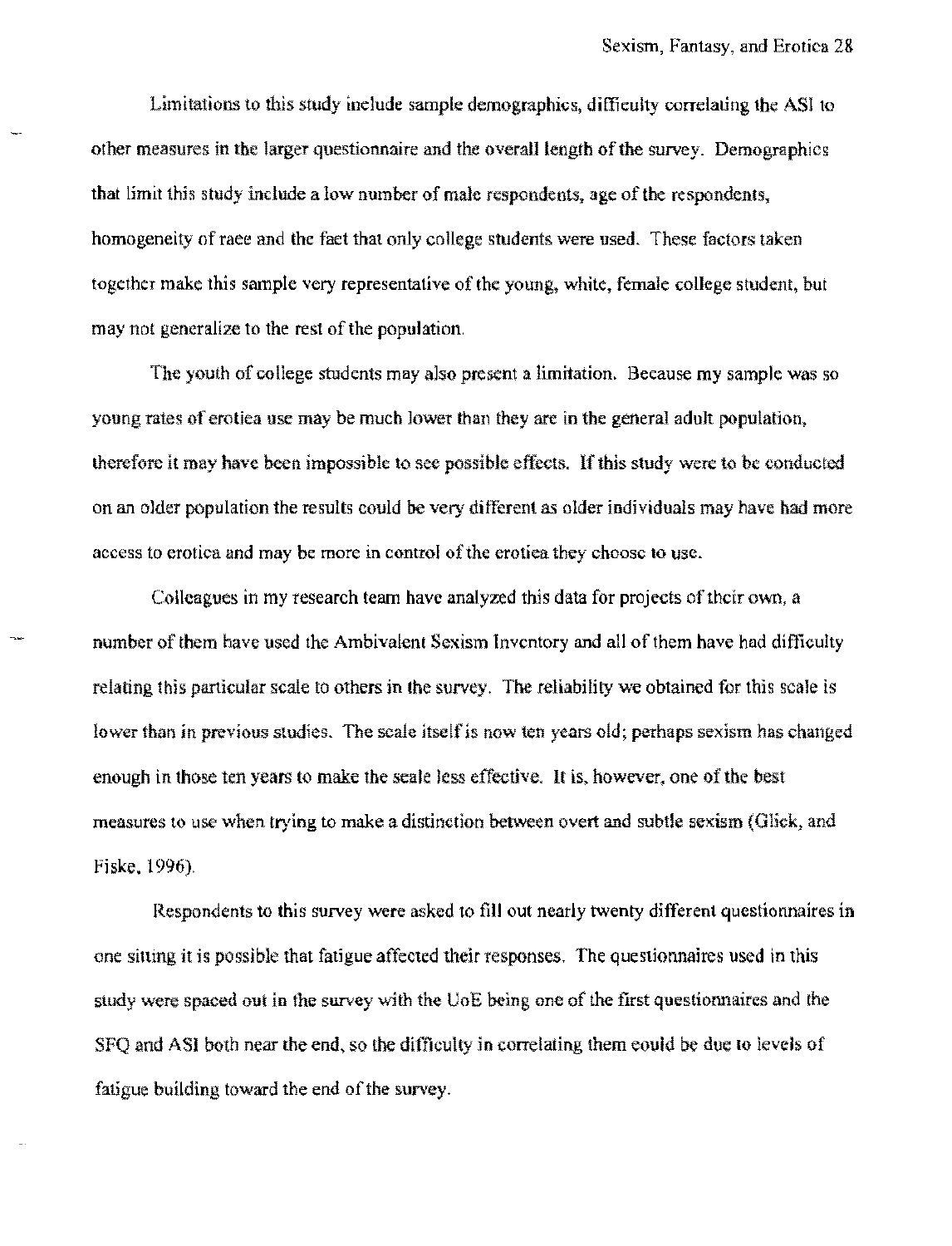Limitations to this study include sample demographics, difficulty correlating the ASI to other measures in the larger questionnaire and the overall length of the survey. Demographics that limit this study include a low number of male respondents, age of the respondents, homogeneity of race and the fact that only college students were used. These factors taken together make this sample very representative of the young, white, female college student, but may not generalize to the rest of the population.

The youth of college students may also present a limitation. Because my sample was so young rates of erotica use may be much lower than they are in the general adult population, therefore it may have been impossible to see possible effects. If this study were to be conducted on an older population the results could be very different as older individuals may have had more access to erotica and may be more in control of the erotica they choose to use.

Colleagues in my research team have analyzed this data for projects of their own, a number of them have used the Ambivalent Sexism Inventory and all of them have had difficulty relating this particular scale to others in the survey. The reliability we obtained for this scale is lower than in previous studies. The scale itself is now ten years old; perhaps sexism has changed enough in those ten years to make the scale less effective. It is, however, one of the best measures to use when trying to make a distinction between overt and subtle sexism (Glick, and Fiske, 1996).

Respondents to this survey were asked to fill out nearly twenty different questionnaires in one sitting it is possible that fatigue affected their responses. The questionnaires used in this study were spaced out in the survey with the UoE being one of the first questionnaires and the SFQ and ASI both near the end, so the difficulty in correlating them could be due to levels of fatigue building toward the end of the survey.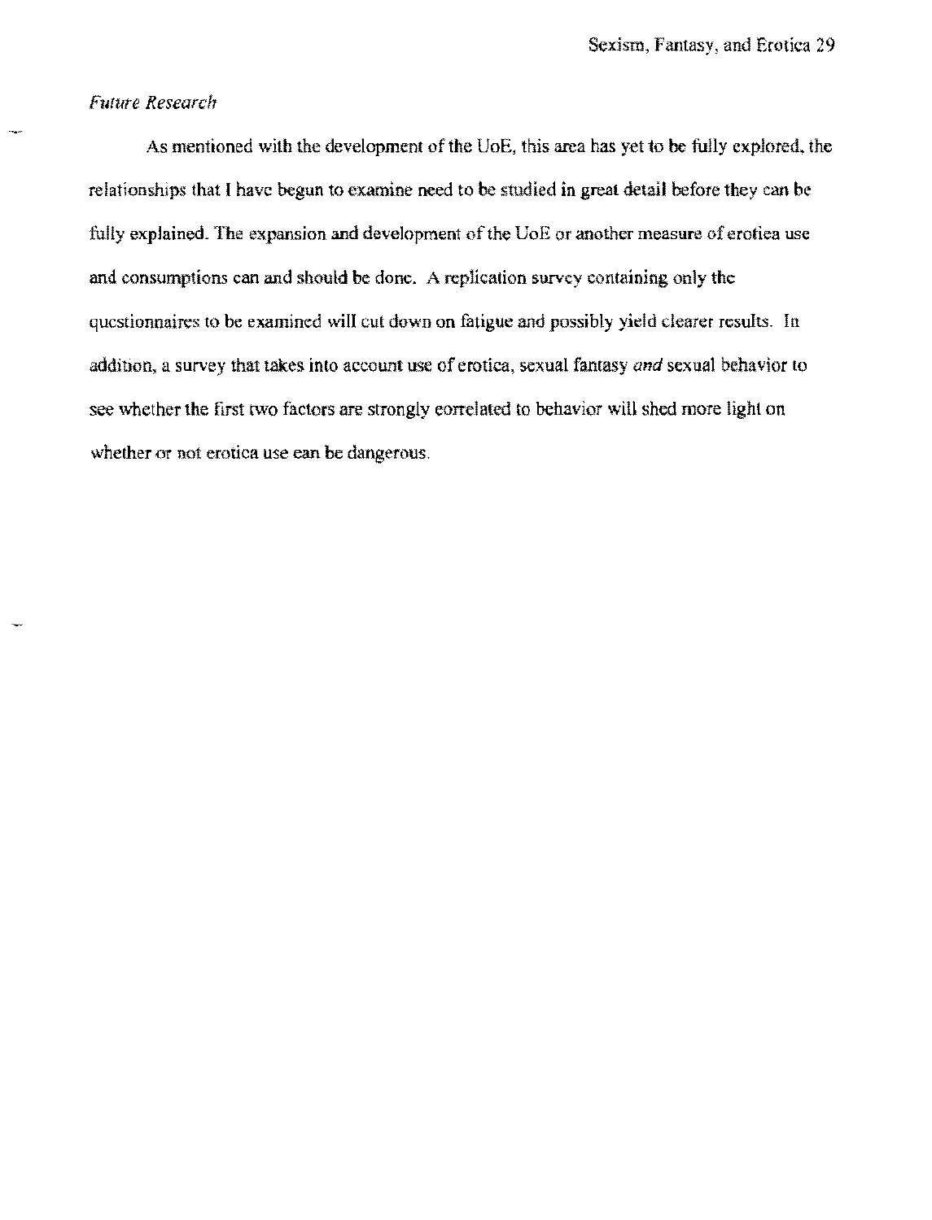*Future Research*

As mentioned with the development of the UoE, this area has yet to be fully explored, the relationships that I have begun to examine need to be studied in great detail before they can be fully explained. The expansion and development of the UoE or another measure of erotica use and consumptions can and should be done. A replication survey containing only the questionnaires to be examined will cut down on fatigue and possibly yield clearer results. In addition, a survey that takes into account use of erotica, sexual fantasy *and* sexual behavior to see whether the first two factors are strongly correlated to behavior will shed more light on whether or not erotica use can be dangerous.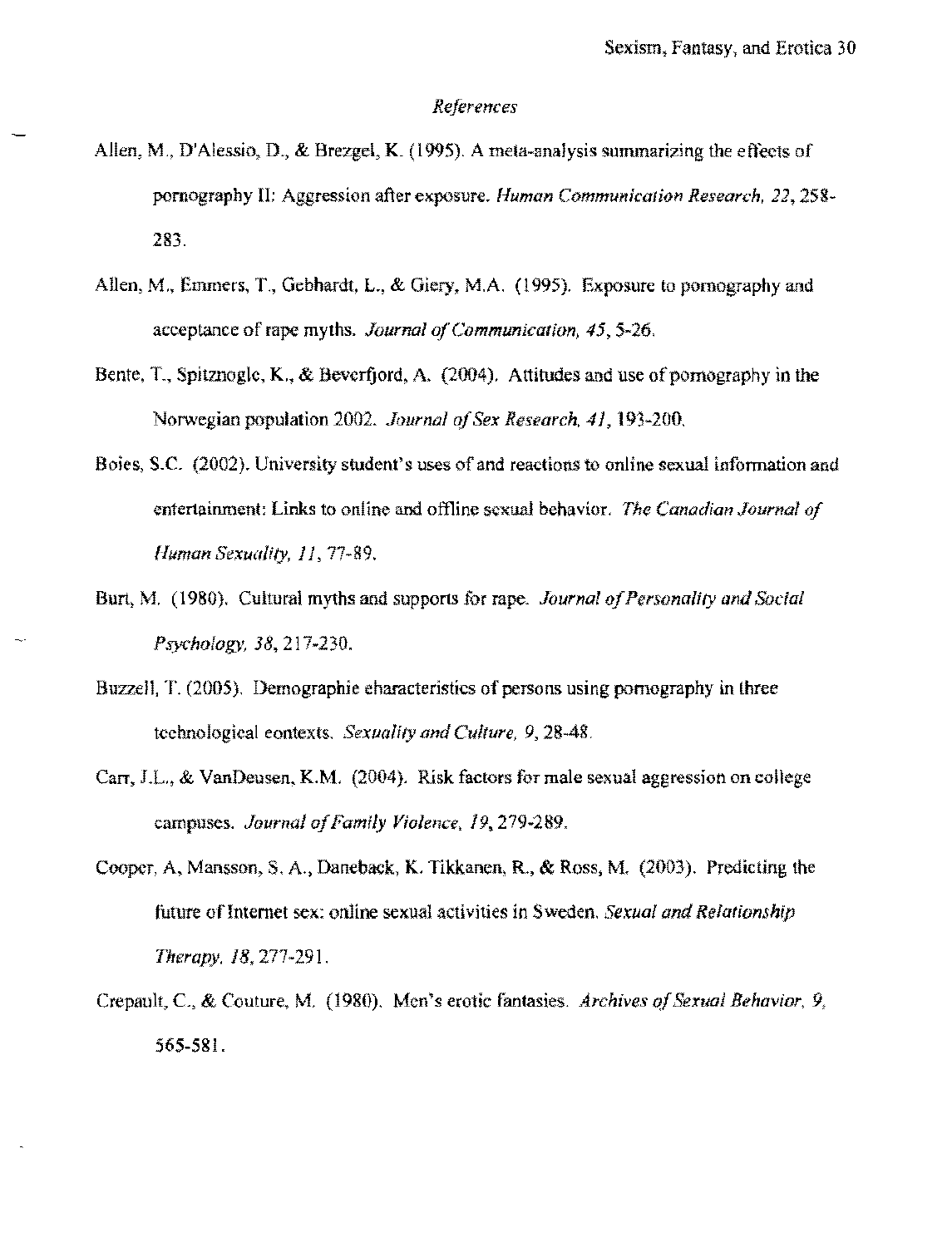*References*

Allen, M., D'Alessio, D., & Brezgel, K. (1995). A meta-analysis summarizing the effects of pornography II: Aggression after exposure. *Human Communication Research, 22*, 258-283.

Allen, M., Emmers, T., Gebhardt, L., & Giery, M.A. (1995). Exposure to pornography and acceptance of rape myths. *Journal of Communication, 45*, 5-26.

Bente, T., Spitznogle, K., & Beverfjord, A. (2004). Attitudes and use of pornography in the Norwegian population 2002. *Journal of Sex Research, 41*, 193-200.

Boies, S.C. (2002). University student's uses of and reactions to online sexual information and entertainment: Links to online and offline sexual behavior. *The Canadian Journal of Human Sexuality, 11*, 77-89.

Burt, M. (1980). Cultural myths and supports for rape. *Journal of Personality and Social Psychology, 38*, 217-230.

Buzzell, T. (2005). Demographic characteristics of persons using pornography in three technological contexts. *Sexuality and Culture, 9*, 28-48.

Carr, J.L., & VanDeusen, K.M. (2004). Risk factors for male sexual aggression on college campuses. *Journal of Family Violence, 19*, 279-289.

Cooper, A, Mansson, S. A., Daneback, K. Tikkanen, R., & Ross, M. (2003). Predicting the future of Internet sex: online sexual activities in Sweden. *Sexual and Relationship Therapy, 18*, 277-291.

Crepault, C., & Couture, M. (1980). Men's erotic fantasies. *Archives of Sexual Behavior, 9*, 565-581.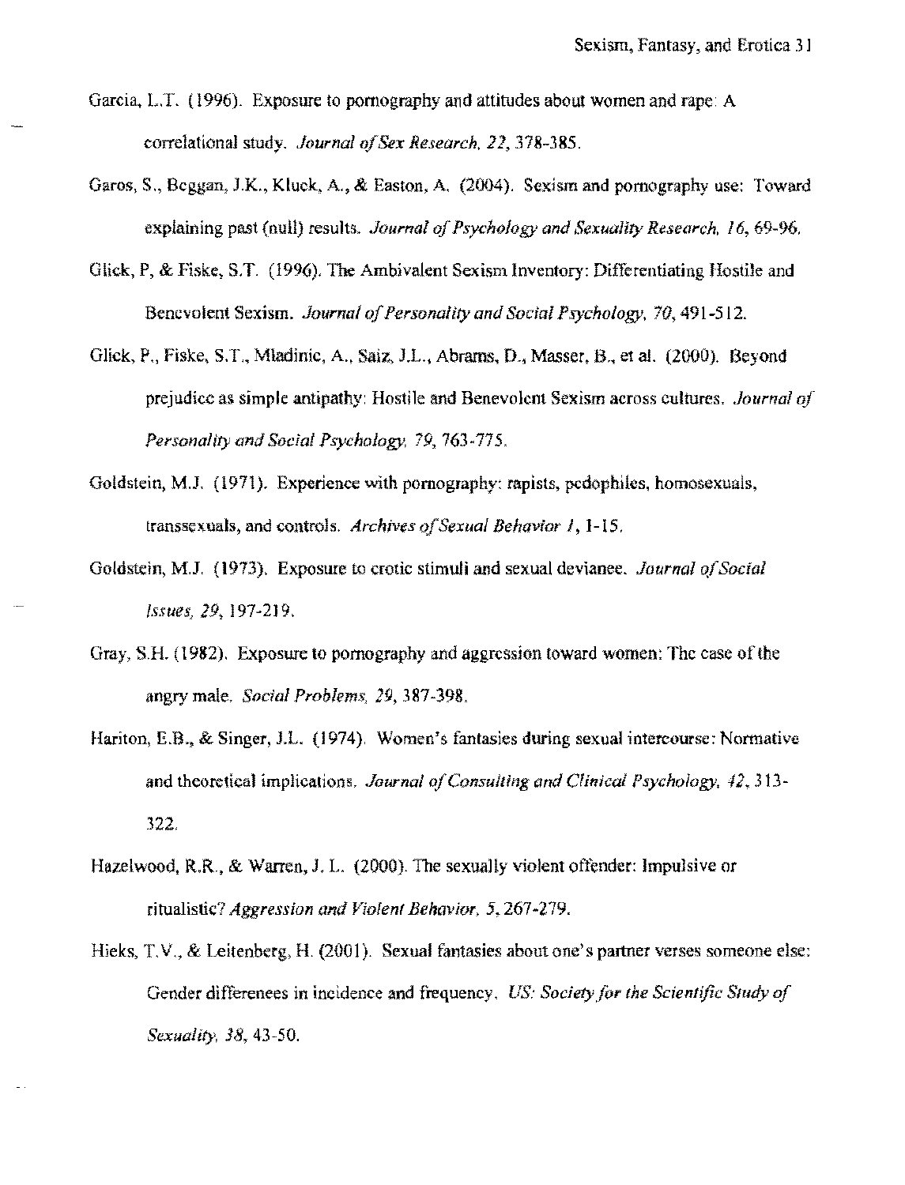Garcia, L.T. (1996). Exposure to pornography and attitudes about women and rape: A correlational study. *Journal of Sex Research, 22*, 378-385.

Garos, S., Beggan, J.K., Kluck, A., & Easton, A. (2004). Sexism and pornography use: Toward explaining past (null) results. *Journal of Psychology and Sexuality Research, 16*, 69-96.

Glick, P, & Fiske, S.T. (1996). The Ambivalent Sexism Inventory: Differentiating Hostile and Benevolent Sexism. *Journal of Personality and Social Psychology, 70*, 491-512.

Glick, P., Fiske, S.T., Mladinic, A., Saiz, J.L., Abrams, D., Masser, B., et al. (2000). Beyond prejudice as simple antipathy: Hostile and Benevolent Sexism across cultures. *Journal of Personality and Social Psychology, 79*, 763-775.

Goldstein, M.J. (1971). Experience with pornography: rapists, pedophiles, homosexuals, transsexuals, and controls. *Archives of Sexual Behavior 1*, 1-15.

Goldstein, M.J. (1973). Exposure to erotic stimuli and sexual deviance. *Journal of Social Issues, 29*, 197-219.

Gray, S.H. (1982). Exposure to pornography and aggression toward women: The case of the angry male. *Social Problems, 29*, 387-398.

Hariton, E.B., & Singer, J.L. (1974). Women's fantasies during sexual intercourse: Normative and theoretical implications. *Journal of Consulting and Clinical Psychology, 42*, 313-322.

Hazelwood, R.R., & Warren, J. L. (2000). The sexually violent offender: Impulsive or ritualistic? *Aggression and Violent Behavior, 5*, 267-279.

Hicks, T.V., & Leitenberg, H. (2001). Sexual fantasies about one's partner verses someone else: Gender differences in incidence and frequency. *US: Society for the Scientific Study of Sexuality, 38*, 43-50.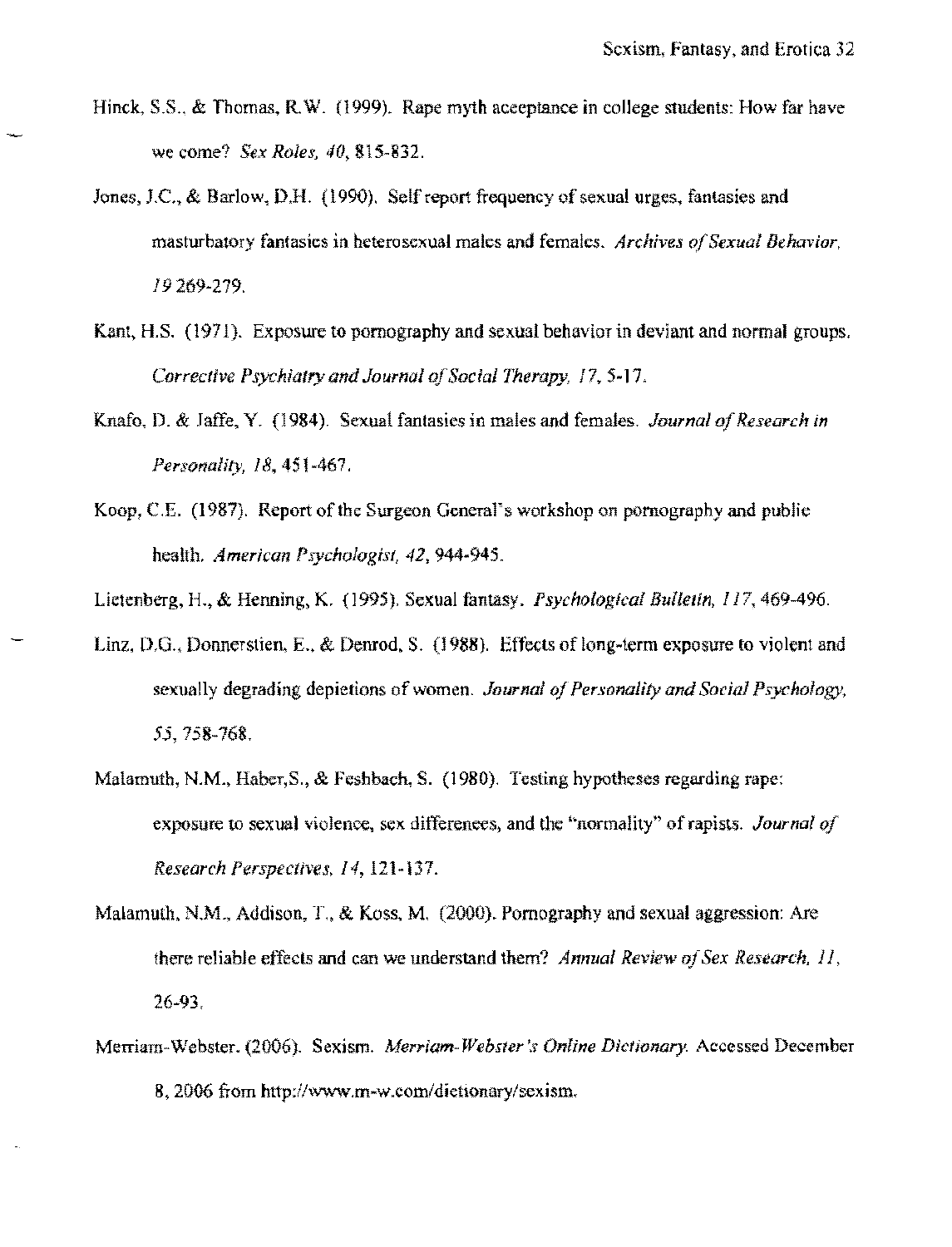Hinck, S.S., & Thomas, R.W. (1999). Rape myth acceptance in college students: How far have we come? *Sex Roles, 40*, 815-832.

Jones, J.C., & Barlow, D.H. (1990). Self report frequency of sexual urges, fantasies and masturbatory fantasies in heterosexual males and females. *Archives of Sexual Behavior, 19* 269-279.

Kant, H.S. (1971). Exposure to pornography and sexual behavior in deviant and normal groups. *Corrective Psychiatry and Journal of Social Therapy, 17*, 5-17.

Knafo, D. & Jaffe, Y. (1984). Sexual fantasies in males and females. *Journal of Research in Personality, 18*, 451-467.

Koop, C.E. (1987). Report of the Surgeon General's workshop on pornography and public health. *American Psychologist, 42*, 944-945.

Lietenberg, H., & Henning, K. (1995). Sexual fantasy. *Psychological Bulletin, 117*, 469-496.

Linz, D.G., Donnerstien, E., & Denrod, S. (1988). Effects of long-term exposure to violent and sexually degrading depictions of women. *Journal of Personality and Social Psychology, 55*, 758-768.

Malamuth, N.M., Haber,S., & Feshbach, S. (1980). Testing hypotheses regarding rape: exposure to sexual violence, sex differences, and the "normality" of rapists. *Journal of Research Perspectives, 14*, 121-137.

Malamuth, N.M., Addison, T., & Koss, M. (2000). Pornography and sexual aggression: Are there reliable effects and can we understand them? *Annual Review of Sex Research, 11*, 26-93.

Merriam-Webster. (2006). Sexism. *Merriam-Webster's Online Dictionary.* Accessed December 8, 2006 from http://www.m-w.com/dictionary/sexism.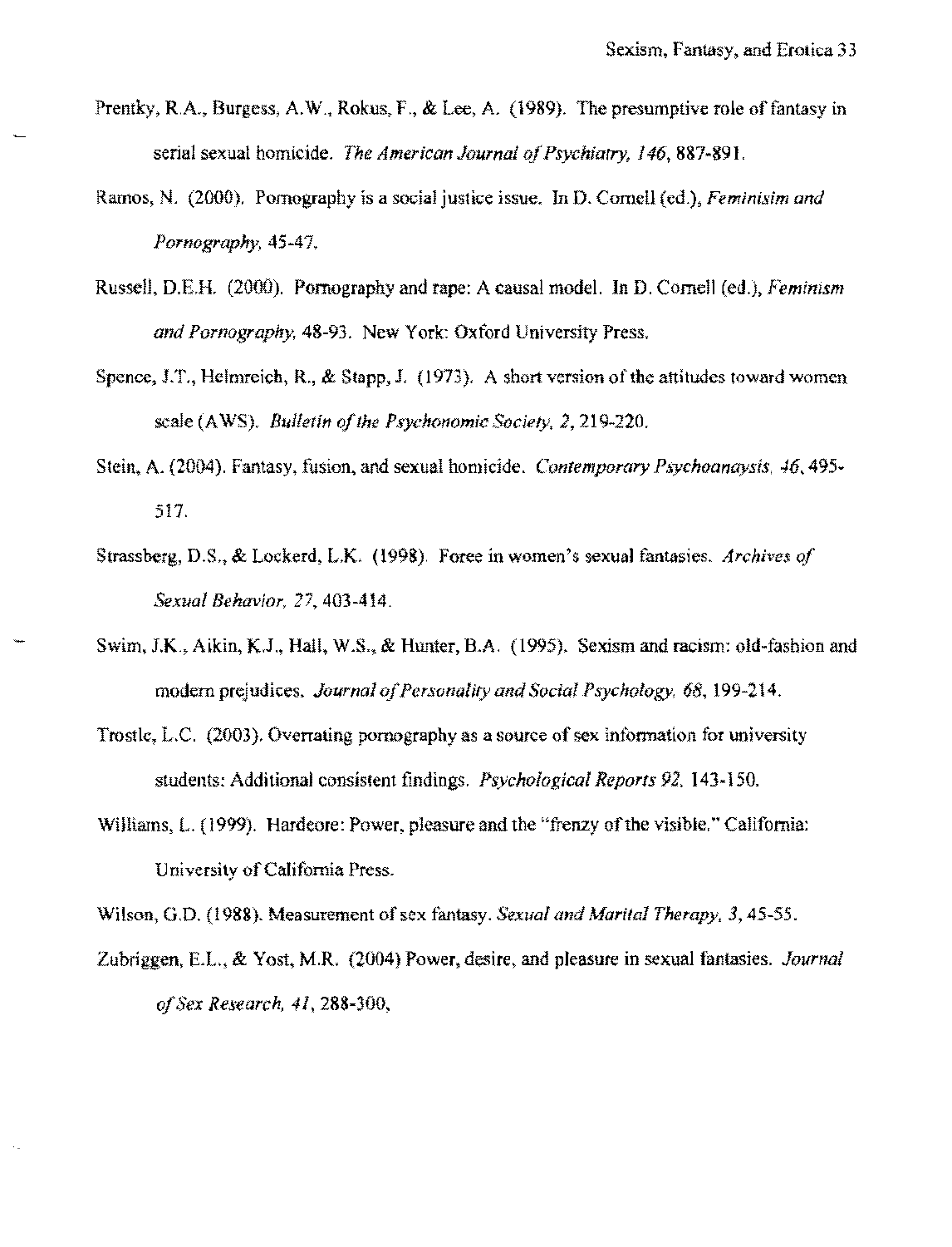Prentky, R.A., Burgess, A.W., Rokus, F., & Lee, A. (1989). The presumptive role of fantasy in serial sexual homicide. *The American Journal of Psychiatry, 146*, 887-891.

Ramos, N. (2000). Pornography is a social justice issue. In D. Cornell (ed.), *Feminisim and Pornography*, 45-47.

Russell, D.E.H. (2000). Pornography and rape: A causal model. In D. Cornell (ed.), *Feminism and Pornography*, 48-93. New York: Oxford University Press.

Spence, J.T., Helmreich, R., & Stapp, J. (1973). A short version of the attitudes toward women scale (AWS). *Bulletin of the Psychonomic Society, 2*, 219-220.

Stein, A. (2004). Fantasy, fusion, and sexual homicide. *Contemporary Psychoanaysis, 46*, 495-517.

Strassberg, D.S., & Lockerd, L.K. (1998). Force in women's sexual fantasies. *Archives of Sexual Behavior, 27*, 403-414.

Swim, J.K., Aikin, K.J., Hall, W.S., & Hunter, B.A. (1995). Sexism and racism: old-fashion and modern prejudices. *Journal of Personality and Social Psychology, 68*, 199-214.

Trostle, L.C. (2003). Overrating pornography as a source of sex information for university students: Additional consistent findings. *Psychological Reports 92*, 143-150.

Williams, L. (1999). Hardcore: Power, pleasure and the "frenzy of the visible." California: University of California Press.

Wilson, G.D. (1988). Measurement of sex fantasy. *Sexual and Marital Therapy, 3*, 45-55.

Zubriggen, E.L., & Yost, M.R. (2004) Power, desire, and pleasure in sexual fantasies. *Journal of Sex Research, 41*, 288-300,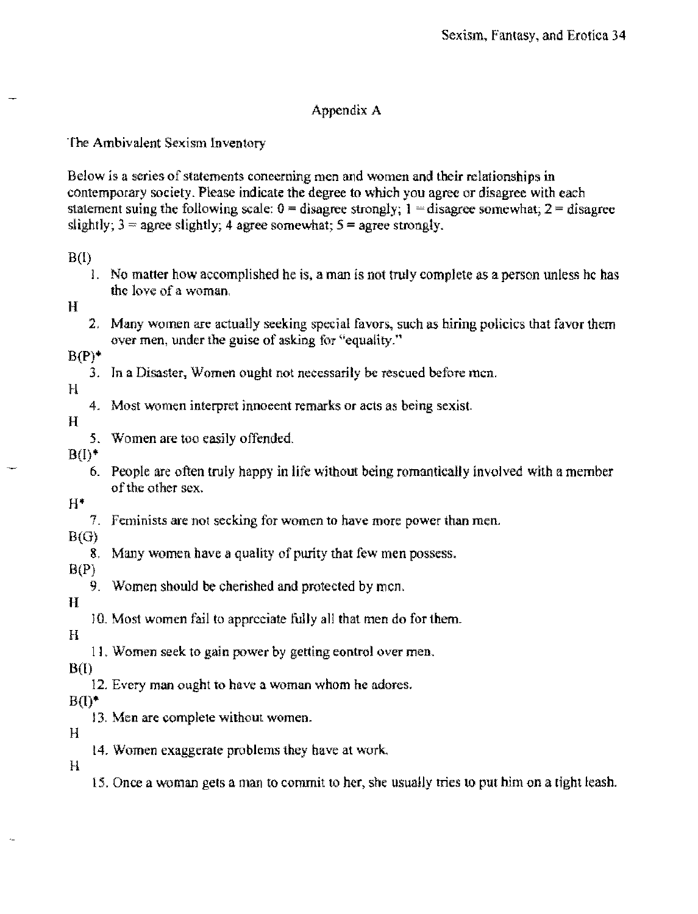# Appendix A

The Ambivalent Sexism Inventory

Below is a series of statements concerning men and women and their relationships in contemporary society. Please indicate the degree to which you agree or disagree with each statement suing the following scale: 0 = disagree strongly; 1 = disagree somewhat; 2 = disagree slightly; 3 = agree slightly; 4 agree somewhat; 5 = agree strongly.

B(I)

1. No matter how accomplished he is, a man is not truly complete as a person unless he has the love of a woman.

H

2. Many women are actually seeking special favors, such as hiring policies that favor them over men, under the guise of asking for "equality."

B(P)*

3. In a Disaster, Women ought not necessarily be rescued before men.

H

4. Most women interpret innocent remarks or acts as being sexist.

H

5. Women are too easily offended.

B(I)*

6. People are often truly happy in life without being romantically involved with a member of the other sex.

H*

7. Feminists are not seeking for women to have more power than men.

B(G)

8. Many women have a quality of purity that few men possess.

B(P)

9. Women should be cherished and protected by men.

H

10. Most women fail to appreciate fully all that men do for them.

H

11. Women seek to gain power by getting control over men.

B(I)

12. Every man ought to have a woman whom he adores.

B(I)*

13. Men are complete without women.

H

14. Women exaggerate problems they have at work.

H

15. Once a woman gets a man to commit to her, she usually tries to put him on a tight leash.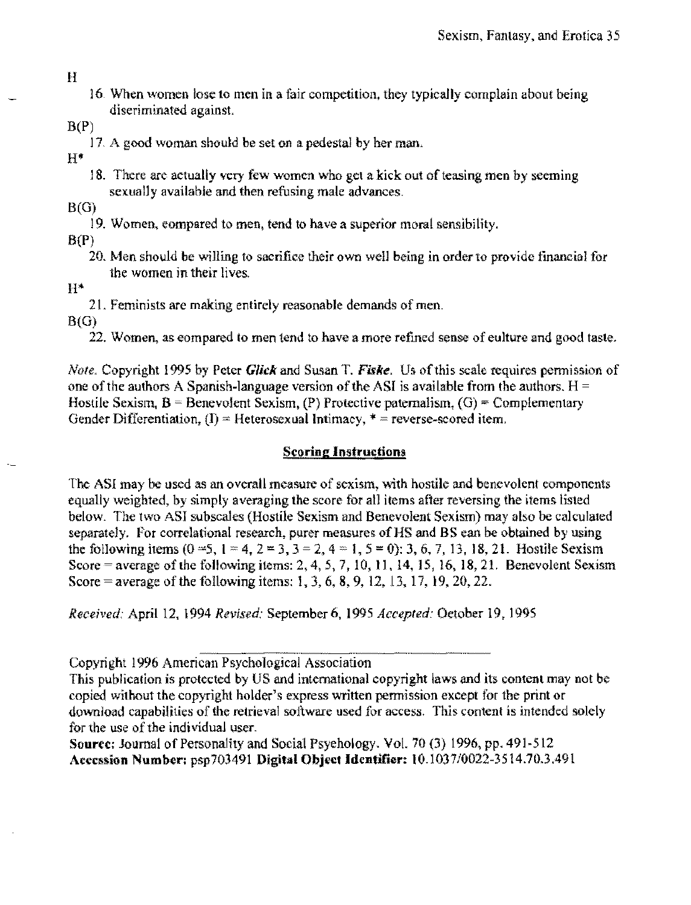H

16. When women lose to men in a fair competition, they typically complain about being discriminated against.

B(P)

17. A good woman should be set on a pedestal by her man.

H*

18. There are actually very few women who get a kick out of teasing men by seeming sexually available and then refusing male advances.

B(G)

19. Women, compared to men, tend to have a superior moral sensibility.

B(P)

20. Men should be willing to sacrifice their own well being in order to provide financial for the women in their lives.

H*

21. Feminists are making entirely reasonable demands of men.

B(G)

22. Women, as compared to men tend to have a more refined sense of culture and good taste.

*Note.* Copyright 1995 by Peter ***Glick*** and Susan T. ***Fiske***. Us of this scale requires permission of one of the authors A Spanish-language version of the ASI is available from the authors. H = Hostile Sexism, B = Benevolent Sexism, (P) Protective paternalism, (G) = Complementary Gender Differentiation, (I) = Heterosexual Intimacy, * = reverse-scored item.

## Scoring Instructions

The ASI may be used as an overall measure of sexism, with hostile and benevolent components equally weighted, by simply averaging the score for all items after reversing the items listed below. The two ASI subscales (Hostile Sexism and Benevolent Sexism) may also be calculated separately. For correlational research, purer measures of HS and BS can be obtained by using the following items (0 =5, 1 = 4, 2 = 3, 3 = 2, 4 = 1, 5 = 0): 3, 6, 7, 13, 18, 21. Hostile Sexism Score = average of the following items: 2, 4, 5, 7, 10, 11, 14, 15, 16, 18, 21. Benevolent Sexism Score = average of the following items: 1, 3, 6, 8, 9, 12, 13, 17, 19, 20, 22.

*Received:* April 12, 1994 *Revised:* September 6, 1995 *Accepted:* October 19, 1995

---

Copyright 1996 American Psychological Association

This publication is protected by US and international copyright laws and its content may not be copied without the copyright holder's express written permission except for the print or download capabilities of the retrieval software used for access. This content is intended solely for the use of the individual user.

**Source:** Journal of Personality and Social Psychology. Vol. 70 (3) 1996, pp. 491-512

**Accession Number:** psp703491 **Digital Object Identifier:** 10.1037/0022-3514.70.3.491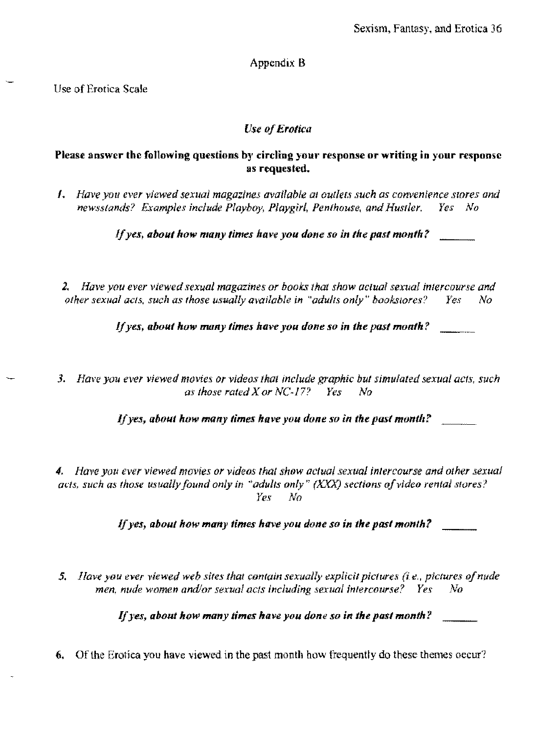## Appendix B

Use of Erotica Scale

### *Use of Erotica*

**Please answer the following questions by circling your response or writing in your response as requested.**

1. *Have you ever viewed sexual magazines available at outlets such as convenience stores and newsstands? Examples include Playboy, Playgirl, Penthouse, and Hustler.* *Yes No*

   ***If yes, about how many times have you done so in the past month?*** ______

2. *Have you ever viewed sexual magazines or books that show actual sexual intercourse and other sexual acts, such as those usually available in "adults only" bookstores?* *Yes No*

   ***If yes, about how many times have you done so in the past month?*** ______

3. *Have you ever viewed movies or videos that include graphic but simulated sexual acts, such as those rated X or NC-17?* *Yes No*

   ***If yes, about how many times have you done so in the past month?*** ______

4. *Have you ever viewed movies or videos that show actual sexual intercourse and other sexual acts, such as those usually found only in "adults only" (XXX) sections of video rental stores?* *Yes No*

   ***If yes, about how many times have you done so in the past month?*** ______

5. *Have you ever viewed web sites that contain sexually explicit pictures (i.e., pictures of nude men, nude women and/or sexual acts including sexual intercourse?* *Yes No*

   ***If yes, about how many times have you done so in the past month?*** ______

6. Of the Erotica you have viewed in the past month how frequently do these themes occur?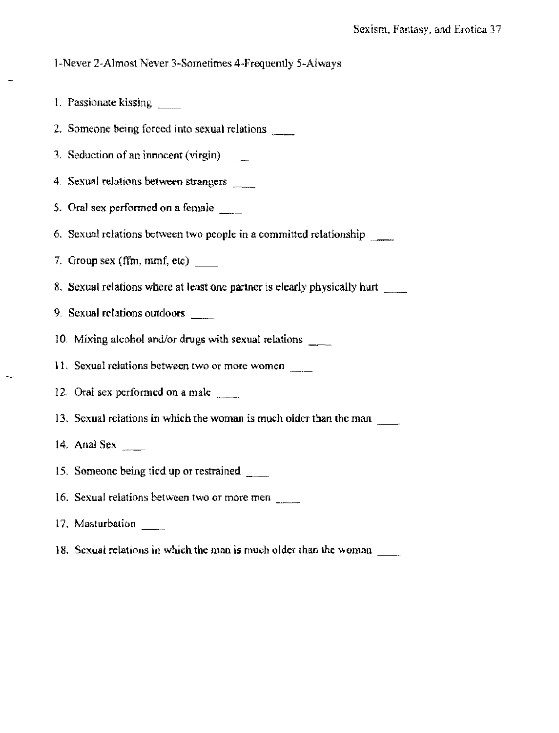1-Never 2-Almost Never 3-Sometimes 4-Frequently 5-Always

1. Passionate kissing ____
2. Someone being forced into sexual relations ____
3. Seduction of an innocent (virgin) ____
4. Sexual relations between strangers ____
5. Oral sex performed on a female ____
6. Sexual relations between two people in a committed relationship ____
7. Group sex (ffm, mmf, etc) ____
8. Sexual relations where at least one partner is clearly physically hurt ____
9. Sexual relations outdoors ____
10. Mixing alcohol and/or drugs with sexual relations ____
11. Sexual relations between two or more women ____
12. Oral sex performed on a male ____
13. Sexual relations in which the woman is much older than the man ____
14. Anal Sex ____
15. Someone being tied up or restrained ____
16. Sexual relations between two or more men ____
17. Masturbation ____
18. Sexual relations in which the man is much older than the woman ____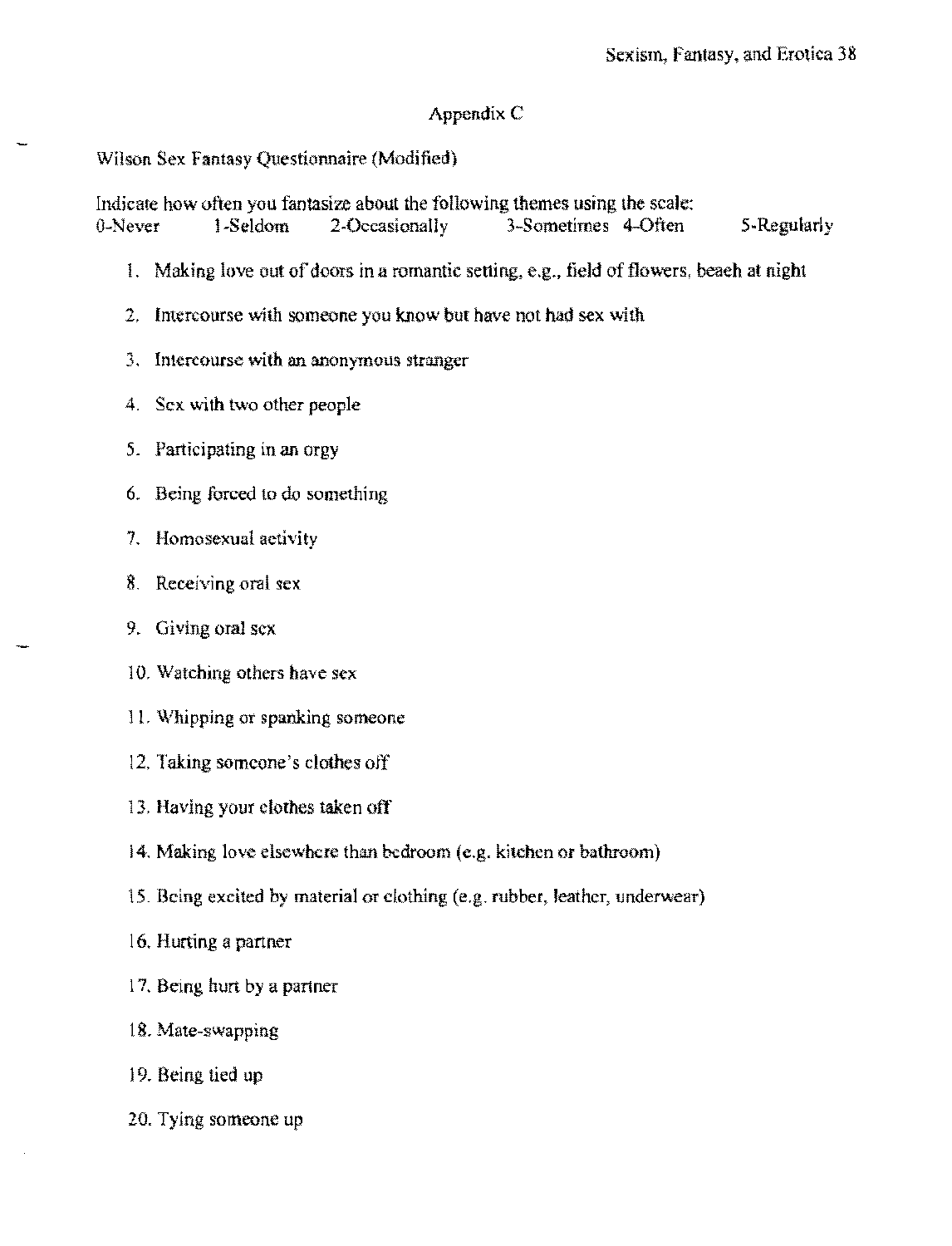# Appendix C

Wilson Sex Fantasy Questionnaire (Modified)

Indicate how often you fantasize about the following themes using the scale:
0-Never 1-Seldom 2-Occasionally 3-Sometimes 4-Often 5-Regularly

1. Making love out of doors in a romantic setting, e.g., field of flowers, beach at night
2. Intercourse with someone you know but have not had sex with
3. Intercourse with an anonymous stranger
4. Sex with two other people
5. Participating in an orgy
6. Being forced to do something
7. Homosexual activity
8. Receiving oral sex
9. Giving oral sex
10. Watching others have sex
11. Whipping or spanking someone
12. Taking someone's clothes off
13. Having your clothes taken off
14. Making love elsewhere than bedroom (e.g. kitchen or bathroom)
15. Being excited by material or clothing (e.g. rubber, leather, underwear)
16. Hurting a partner
17. Being hurt by a partner
18. Mate-swapping
19. Being tied up
20. Tying someone up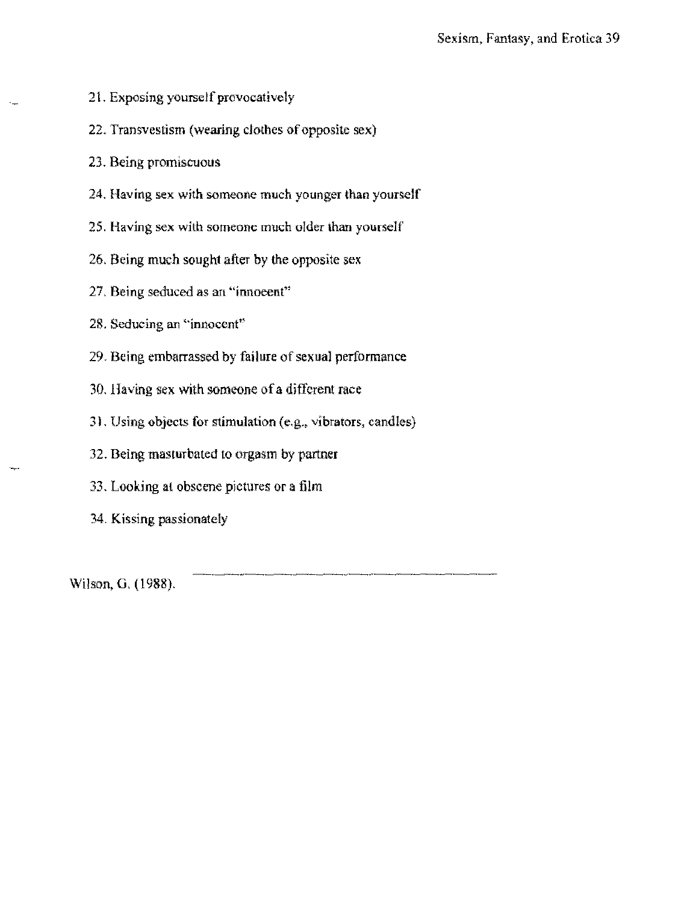21. Exposing yourself provocatively
22. Transvestism (wearing clothes of opposite sex)
23. Being promiscuous
24. Having sex with someone much younger than yourself
25. Having sex with someone much older than yourself
26. Being much sought after by the opposite sex
27. Being seduced as an "innocent"
28. Seducing an "innocent"
29. Being embarrassed by failure of sexual performance
30. Having sex with someone of a different race
31. Using objects for stimulation (e.g., vibrators, candles)
32. Being masturbated to orgasm by partner
33. Looking at obscene pictures or a film
34. Kissing passionately

Wilson, G. (1988).